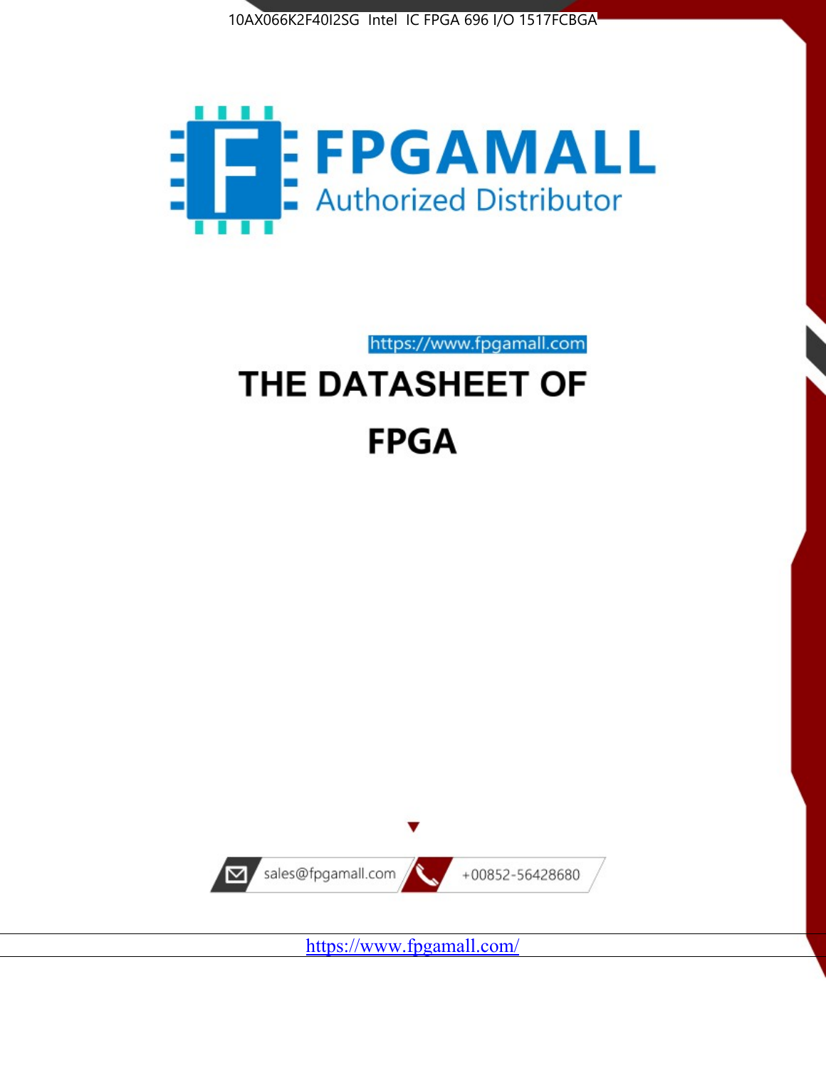10AX066K2F40I2SG Intel IC FPGA 696 I/O 1517FCBGA

FPGAMALL

Authorized Distributor

https://www.fpgamall.com

# THE DATASHEET OF

# FPGA

sales@fpgamall.com

+00852-56428680

https://www.fpgamall.com/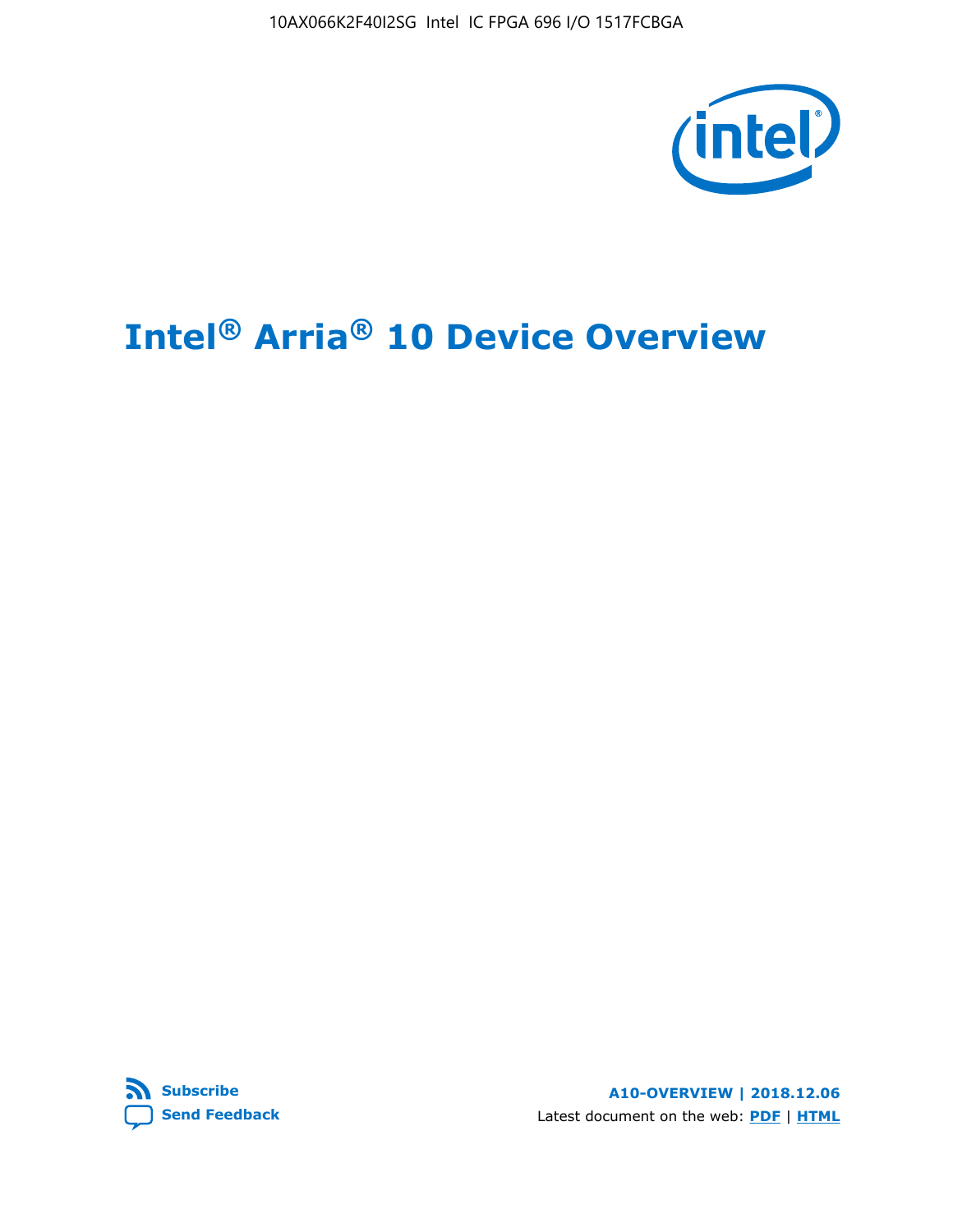# Intel® Arria® 10 Device Overview

Subscribe
Send Feedback

A10-OVERVIEW | 2018.12.06

Latest document on the web: PDF | HTML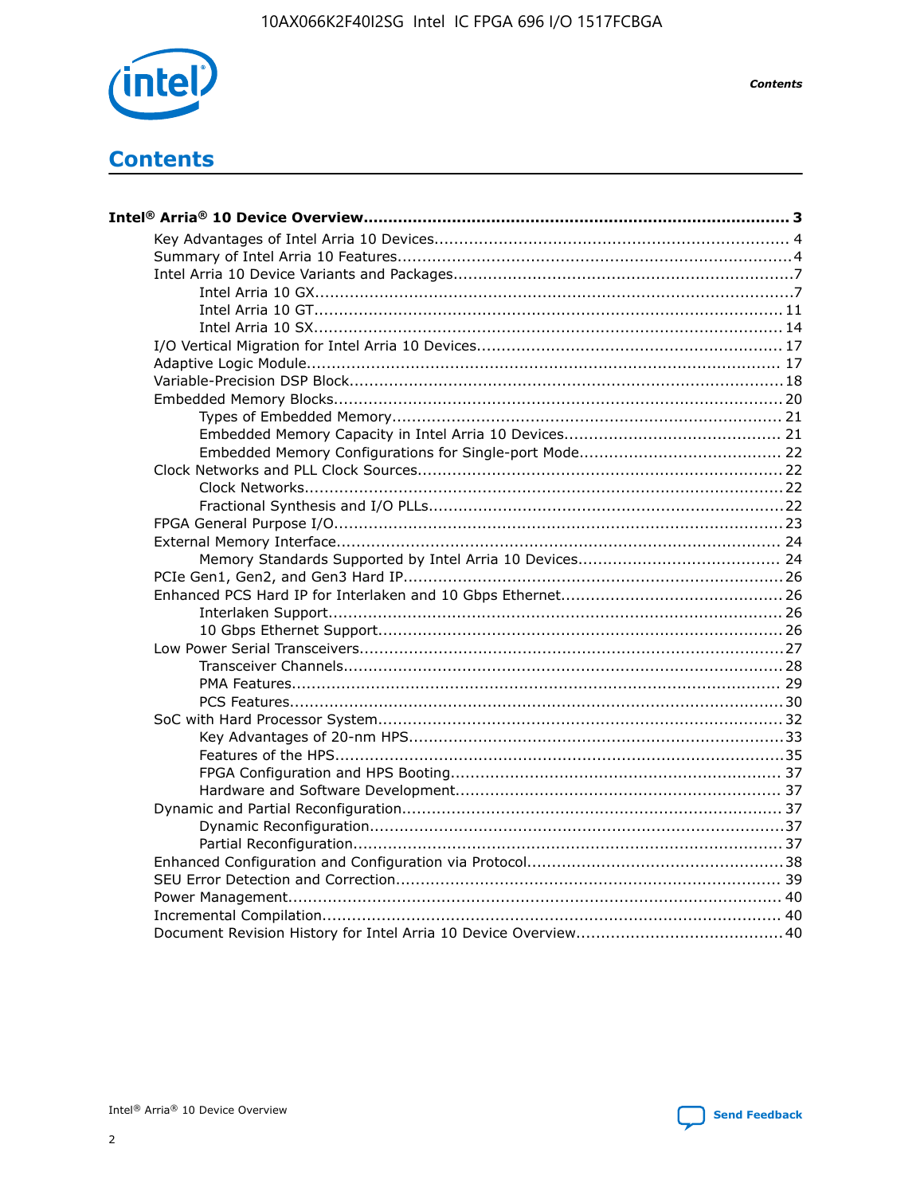# Contents

**Intel® Arria® 10 Device Overview....................................................................................... 3**

- Key Advantages of Intel Arria 10 Devices........................................................................ 4
- Summary of Intel Arria 10 Features................................................................................ 4
- Intel Arria 10 Device Variants and Packages..................................................................... 7
  - Intel Arria 10 GX.................................................................................................. 7
  - Intel Arria 10 GT................................................................................................. 11
  - Intel Arria 10 SX................................................................................................. 14
- I/O Vertical Migration for Intel Arria 10 Devices.............................................................. 17
- Adaptive Logic Module................................................................................................ 17
- Variable-Precision DSP Block........................................................................................ 18
- Embedded Memory Blocks........................................................................................... 20
  - Types of Embedded Memory................................................................................. 21
  - Embedded Memory Capacity in Intel Arria 10 Devices............................................. 21
  - Embedded Memory Configurations for Single-port Mode.......................................... 22
- Clock Networks and PLL Clock Sources.......................................................................... 22
  - Clock Networks................................................................................................... 22
  - Fractional Synthesis and I/O PLLs......................................................................... 22
- FPGA General Purpose I/O........................................................................................... 23
- External Memory Interface.......................................................................................... 24
  - Memory Standards Supported by Intel Arria 10 Devices.......................................... 24
- PCIe Gen1, Gen2, and Gen3 Hard IP............................................................................. 26
- Enhanced PCS Hard IP for Interlaken and 10 Gbps Ethernet............................................. 26
  - Interlaken Support.............................................................................................. 26
  - 10 Gbps Ethernet Support.................................................................................... 26
- Low Power Serial Transceivers..................................................................................... 27
  - Transceiver Channels........................................................................................... 28
  - PMA Features..................................................................................................... 29
  - PCS Features...................................................................................................... 30
- SoC with Hard Processor System.................................................................................. 32
  - Key Advantages of 20-nm HPS.............................................................................. 33
  - Features of the HPS............................................................................................ 35
  - FPGA Configuration and HPS Booting..................................................................... 37
  - Hardware and Software Development.................................................................... 37
- Dynamic and Partial Reconfiguration............................................................................. 37
  - Dynamic Reconfiguration...................................................................................... 37
  - Partial Reconfiguration......................................................................................... 37
- Enhanced Configuration and Configuration via Protocol.................................................... 38
- SEU Error Detection and Correction.............................................................................. 39
- Power Management.................................................................................................... 40
- Incremental Compilation............................................................................................. 40
- Document Revision History for Intel Arria 10 Device Overview.......................................... 40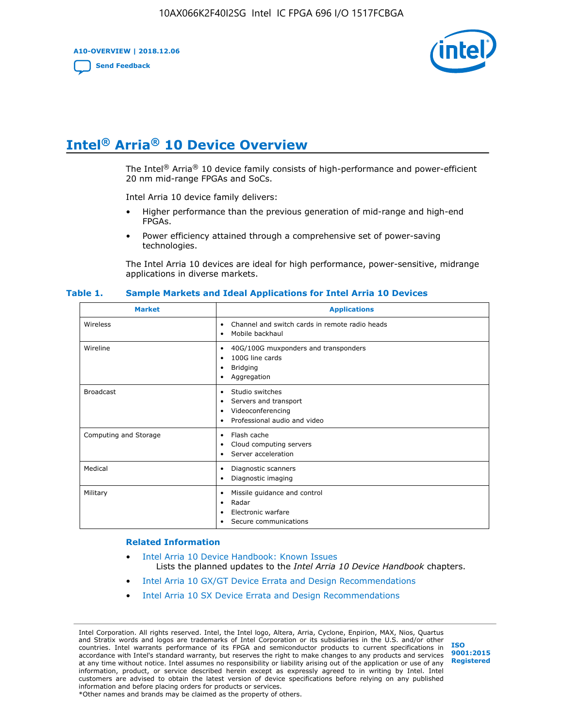# Intel® Arria® 10 Device Overview

The Intel® Arria® 10 device family consists of high-performance and power-efficient 20 nm mid-range FPGAs and SoCs.

Intel Arria 10 device family delivers:

- Higher performance than the previous generation of mid-range and high-end FPGAs.
- Power efficiency attained through a comprehensive set of power-saving technologies.

The Intel Arria 10 devices are ideal for high performance, power-sensitive, midrange applications in diverse markets.

**Table 1. Sample Markets and Ideal Applications for Intel Arria 10 Devices**

| Market | Applications |
|---|---|
| Wireless | • Channel and switch cards in remote radio heads<br>• Mobile backhaul |
| Wireline | • 40G/100G muxponders and transponders<br>• 100G line cards<br>• Bridging<br>• Aggregation |
| Broadcast | • Studio switches<br>• Servers and transport<br>• Videoconferencing<br>• Professional audio and video |
| Computing and Storage | • Flash cache<br>• Cloud computing servers<br>• Server acceleration |
| Medical | • Diagnostic scanners<br>• Diagnostic imaging |
| Military | • Missile guidance and control<br>• Radar<br>• Electronic warfare<br>• Secure communications |

### Related Information

- Intel Arria 10 Device Handbook: Known Issues
  Lists the planned updates to the *Intel Arria 10 Device Handbook* chapters.
- Intel Arria 10 GX/GT Device Errata and Design Recommendations
- Intel Arria 10 SX Device Errata and Design Recommendations

Intel Corporation. All rights reserved. Intel, the Intel logo, Altera, Arria, Cyclone, Enpirion, MAX, Nios, Quartus and Stratix words and logos are trademarks of Intel Corporation or its subsidiaries in the U.S. and/or other countries. Intel warrants performance of its FPGA and semiconductor products to current specifications in accordance with Intel's standard warranty, but reserves the right to make changes to any products and services at any time without notice. Intel assumes no responsibility or liability arising out of the application or use of any information, product, or service described herein except as expressly agreed to in writing by Intel. Intel customers are advised to obtain the latest version of device specifications before relying on any published information and before placing orders for products or services.
*Other names and brands may be claimed as the property of others.

ISO 9001:2015 Registered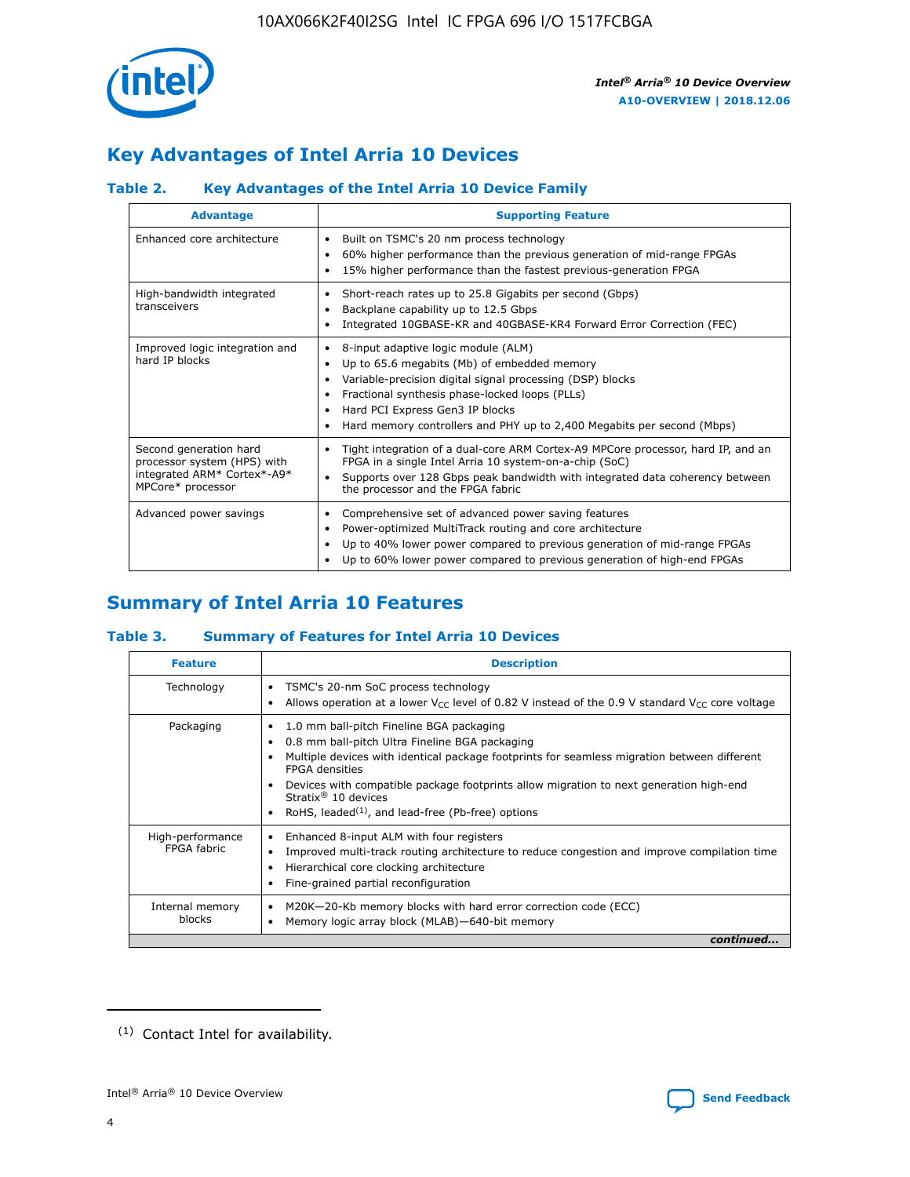## Key Advantages of Intel Arria 10 Devices

### Table 2. Key Advantages of the Intel Arria 10 Device Family

| Advantage | Supporting Feature |
| --- | --- |
| Enhanced core architecture | • Built on TSMC's 20 nm process technology<br>• 60% higher performance than the previous generation of mid-range FPGAs<br>• 15% higher performance than the fastest previous-generation FPGA |
| High-bandwidth integrated transceivers | • Short-reach rates up to 25.8 Gigabits per second (Gbps)<br>• Backplane capability up to 12.5 Gbps<br>• Integrated 10GBASE-KR and 40GBASE-KR4 Forward Error Correction (FEC) |
| Improved logic integration and hard IP blocks | • 8-input adaptive logic module (ALM)<br>• Up to 65.6 megabits (Mb) of embedded memory<br>• Variable-precision digital signal processing (DSP) blocks<br>• Fractional synthesis phase-locked loops (PLLs)<br>• Hard PCI Express Gen3 IP blocks<br>• Hard memory controllers and PHY up to 2,400 Megabits per second (Mbps) |
| Second generation hard processor system (HPS) with integrated ARM* Cortex*-A9* MPCore* processor | • Tight integration of a dual-core ARM Cortex-A9 MPCore processor, hard IP, and an FPGA in a single Intel Arria 10 system-on-a-chip (SoC)<br>• Supports over 128 Gbps peak bandwidth with integrated data coherency between the processor and the FPGA fabric |
| Advanced power savings | • Comprehensive set of advanced power saving features<br>• Power-optimized MultiTrack routing and core architecture<br>• Up to 40% lower power compared to previous generation of mid-range FPGAs<br>• Up to 60% lower power compared to previous generation of high-end FPGAs |

## Summary of Intel Arria 10 Features

### Table 3. Summary of Features for Intel Arria 10 Devices

| Feature | Description |
| --- | --- |
| Technology | • TSMC's 20-nm SoC process technology<br>• Allows operation at a lower $V_{CC}$ level of 0.82 V instead of the 0.9 V standard $V_{CC}$ core voltage |
| Packaging | • 1.0 mm ball-pitch Fineline BGA packaging<br>• 0.8 mm ball-pitch Ultra Fineline BGA packaging<br>• Multiple devices with identical package footprints for seamless migration between different FPGA densities<br>• Devices with compatible package footprints allow migration to next generation high-end Stratix® 10 devices<br>• RoHS, leaded[(1)], and lead-free (Pb-free) options |
| High-performance FPGA fabric | • Enhanced 8-input ALM with four registers<br>• Improved multi-track routing architecture to reduce congestion and improve compilation time<br>• Hierarchical core clocking architecture<br>• Fine-grained partial reconfiguration |
| Internal memory blocks | • M20K—20-Kb memory blocks with hard error correction code (ECC)<br>• Memory logic array block (MLAB)—640-bit memory |

*continued...*

(1) Contact Intel for availability.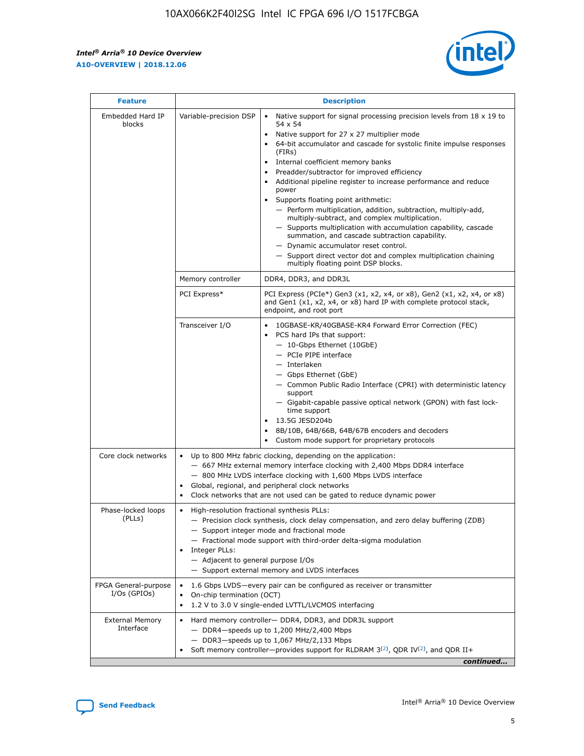| Feature | Description | |
|---|---|---|
| Embedded Hard IP blocks | Variable-precision DSP | • Native support for signal processing precision levels from 18 x 19 to 54 x 54<br>• Native support for 27 x 27 multiplier mode<br>• 64-bit accumulator and cascade for systolic finite impulse responses (FIRs)<br>• Internal coefficient memory banks<br>• Preadder/subtractor for improved efficiency<br>• Additional pipeline register to increase performance and reduce power<br>• Supports floating point arithmetic:<br>— Perform multiplication, addition, subtraction, multiply-add, multiply-subtract, and complex multiplication.<br>— Supports multiplication with accumulation capability, cascade summation, and cascade subtraction capability.<br>— Dynamic accumulator reset control.<br>— Support direct vector dot and complex multiplication chaining multiply floating point DSP blocks. |
| | Memory controller | DDR4, DDR3, and DDR3L |
| | PCI Express* | PCI Express (PCIe*) Gen3 (x1, x2, x4, or x8), Gen2 (x1, x2, x4, or x8) and Gen1 (x1, x2, x4, or x8) hard IP with complete protocol stack, endpoint, and root port |
| | Transceiver I/O | • 10GBASE-KR/40GBASE-KR4 Forward Error Correction (FEC)<br>• PCS hard IPs that support:<br>— 10-Gbps Ethernet (10GbE)<br>— PCIe PIPE interface<br>— Interlaken<br>— Gbps Ethernet (GbE)<br>— Common Public Radio Interface (CPRI) with deterministic latency support<br>— Gigabit-capable passive optical network (GPON) with fast lock-time support<br>• 13.5G JESD204b<br>• 8B/10B, 64B/66B, 64B/67B encoders and decoders<br>• Custom mode support for proprietary protocols |
| Core clock networks | • Up to 800 MHz fabric clocking, depending on the application:<br>— 667 MHz external memory interface clocking with 2,400 Mbps DDR4 interface<br>— 800 MHz LVDS interface clocking with 1,600 Mbps LVDS interface<br>• Global, regional, and peripheral clock networks<br>• Clock networks that are not used can be gated to reduce dynamic power | |
| Phase-locked loops (PLLs) | • High-resolution fractional synthesis PLLs:<br>— Precision clock synthesis, clock delay compensation, and zero delay buffering (ZDB)<br>— Support integer mode and fractional mode<br>— Fractional mode support with third-order delta-sigma modulation<br>• Integer PLLs:<br>— Adjacent to general purpose I/Os<br>— Support external memory and LVDS interfaces | |
| FPGA General-purpose I/Os (GPIOs) | • 1.6 Gbps LVDS—every pair can be configured as receiver or transmitter<br>• On-chip termination (OCT)<br>• 1.2 V to 3.0 V single-ended LVTTL/LVCMOS interfacing | |
| External Memory Interface | • Hard memory controller— DDR4, DDR3, and DDR3L support<br>— DDR4—speeds up to 1,200 MHz/2,400 Mbps<br>— DDR3—speeds up to 1,067 MHz/2,133 Mbps<br>• Soft memory controller—provides support for RLDRAM 3[(2)], QDR IV[(2)], and QDR II+ | |

*continued...*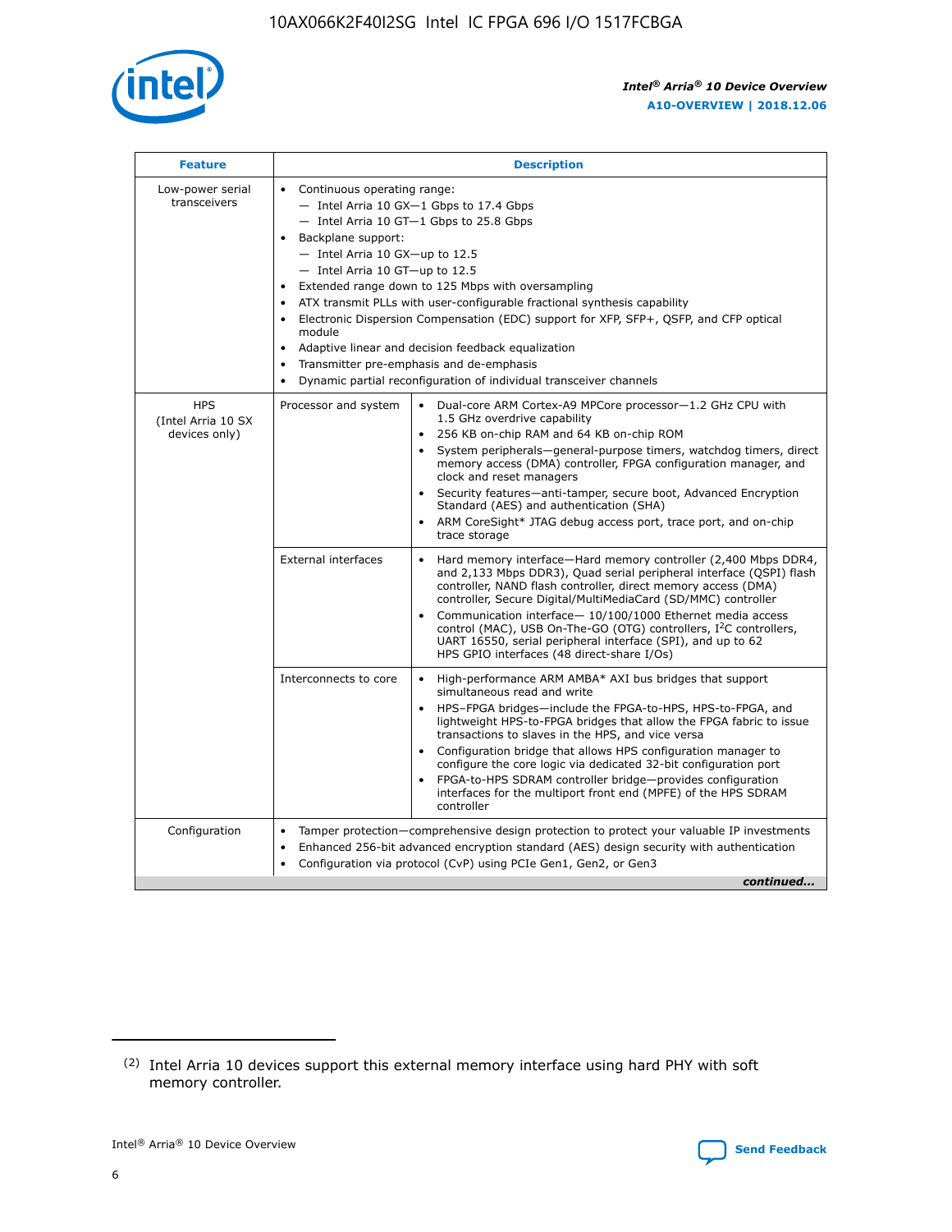| Feature | Description | |
|---|---|---|
| Low-power serial transceivers | • Continuous operating range:<br>— Intel Arria 10 GX—1 Gbps to 17.4 Gbps<br>— Intel Arria 10 GT—1 Gbps to 25.8 Gbps<br>• Backplane support:<br>— Intel Arria 10 GX—up to 12.5<br>— Intel Arria 10 GT—up to 12.5<br>• Extended range down to 125 Mbps with oversampling<br>• ATX transmit PLLs with user-configurable fractional synthesis capability<br>• Electronic Dispersion Compensation (EDC) support for XFP, SFP+, QSFP, and CFP optical module<br>• Adaptive linear and decision feedback equalization<br>• Transmitter pre-emphasis and de-emphasis<br>• Dynamic partial reconfiguration of individual transceiver channels | |
| HPS (Intel Arria 10 SX devices only) | Processor and system | • Dual-core ARM Cortex-A9 MPCore processor—1.2 GHz CPU with 1.5 GHz overdrive capability<br>• 256 KB on-chip RAM and 64 KB on-chip ROM<br>• System peripherals—general-purpose timers, watchdog timers, direct memory access (DMA) controller, FPGA configuration manager, and clock and reset managers<br>• Security features—anti-tamper, secure boot, Advanced Encryption Standard (AES) and authentication (SHA)<br>• ARM CoreSight* JTAG debug access port, trace port, and on-chip trace storage |
| | External interfaces | • Hard memory interface—Hard memory controller (2,400 Mbps DDR4, and 2,133 Mbps DDR3), Quad serial peripheral interface (QSPI) flash controller, NAND flash controller, direct memory access (DMA) controller, Secure Digital/MultiMediaCard (SD/MMC) controller<br>• Communication interface— 10/100/1000 Ethernet media access control (MAC), USB On-The-GO (OTG) controllers, I²C controllers, UART 16550, serial peripheral interface (SPI), and up to 62 HPS GPIO interfaces (48 direct-share I/Os) |
| | Interconnects to core | • High-performance ARM AMBA* AXI bus bridges that support simultaneous read and write<br>• HPS–FPGA bridges—include the FPGA-to-HPS, HPS-to-FPGA, and lightweight HPS-to-FPGA bridges that allow the FPGA fabric to issue transactions to slaves in the HPS, and vice versa<br>• Configuration bridge that allows HPS configuration manager to configure the core logic via dedicated 32-bit configuration port<br>• FPGA-to-HPS SDRAM controller bridge—provides configuration interfaces for the multiport front end (MPFE) of the HPS SDRAM controller |
| Configuration | • Tamper protection—comprehensive design protection to protect your valuable IP investments<br>• Enhanced 256-bit advanced encryption standard (AES) design security with authentication<br>• Configuration via protocol (CvP) using PCIe Gen1, Gen2, or Gen3 | |

*continued...*

(2) Intel Arria 10 devices support this external memory interface using hard PHY with soft memory controller.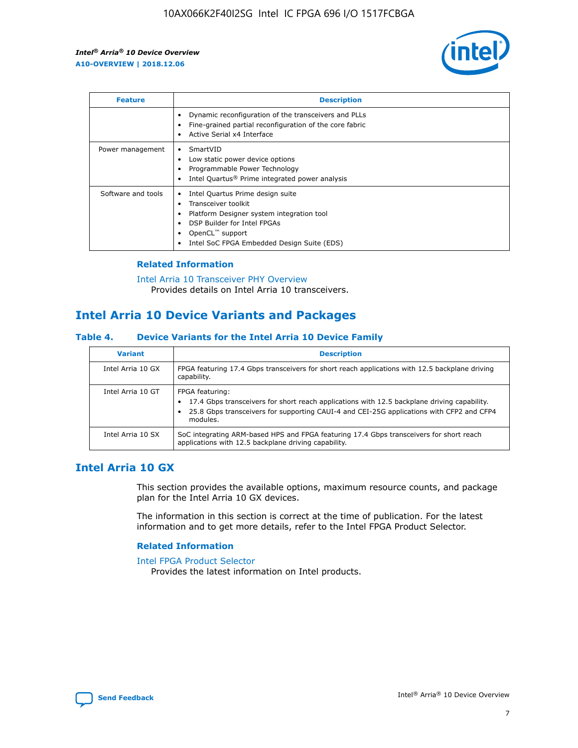| Feature | Description |
| --- | --- |
| | • Dynamic reconfiguration of the transceivers and PLLs<br>• Fine-grained partial reconfiguration of the core fabric<br>• Active Serial x4 Interface |
| Power management | • SmartVID<br>• Low static power device options<br>• Programmable Power Technology<br>• Intel Quartus® Prime integrated power analysis |
| Software and tools | • Intel Quartus Prime design suite<br>• Transceiver toolkit<br>• Platform Designer system integration tool<br>• DSP Builder for Intel FPGAs<br>• OpenCL™ support<br>• Intel SoC FPGA Embedded Design Suite (EDS) |

### Related Information

Intel Arria 10 Transceiver PHY Overview
Provides details on Intel Arria 10 transceivers.

## Intel Arria 10 Device Variants and Packages

### Table 4. Device Variants for the Intel Arria 10 Device Family

| Variant | Description |
| --- | --- |
| Intel Arria 10 GX | FPGA featuring 17.4 Gbps transceivers for short reach applications with 12.5 backplane driving capability. |
| Intel Arria 10 GT | FPGA featuring:<br>• 17.4 Gbps transceivers for short reach applications with 12.5 backplane driving capability.<br>• 25.8 Gbps transceivers for supporting CAUI-4 and CEI-25G applications with CFP2 and CFP4 modules. |
| Intel Arria 10 SX | SoC integrating ARM-based HPS and FPGA featuring 17.4 Gbps transceivers for short reach applications with 12.5 backplane driving capability. |

## Intel Arria 10 GX

This section provides the available options, maximum resource counts, and package plan for the Intel Arria 10 GX devices.

The information in this section is correct at the time of publication. For the latest information and to get more details, refer to the Intel FPGA Product Selector.

### Related Information

Intel FPGA Product Selector
Provides the latest information on Intel products.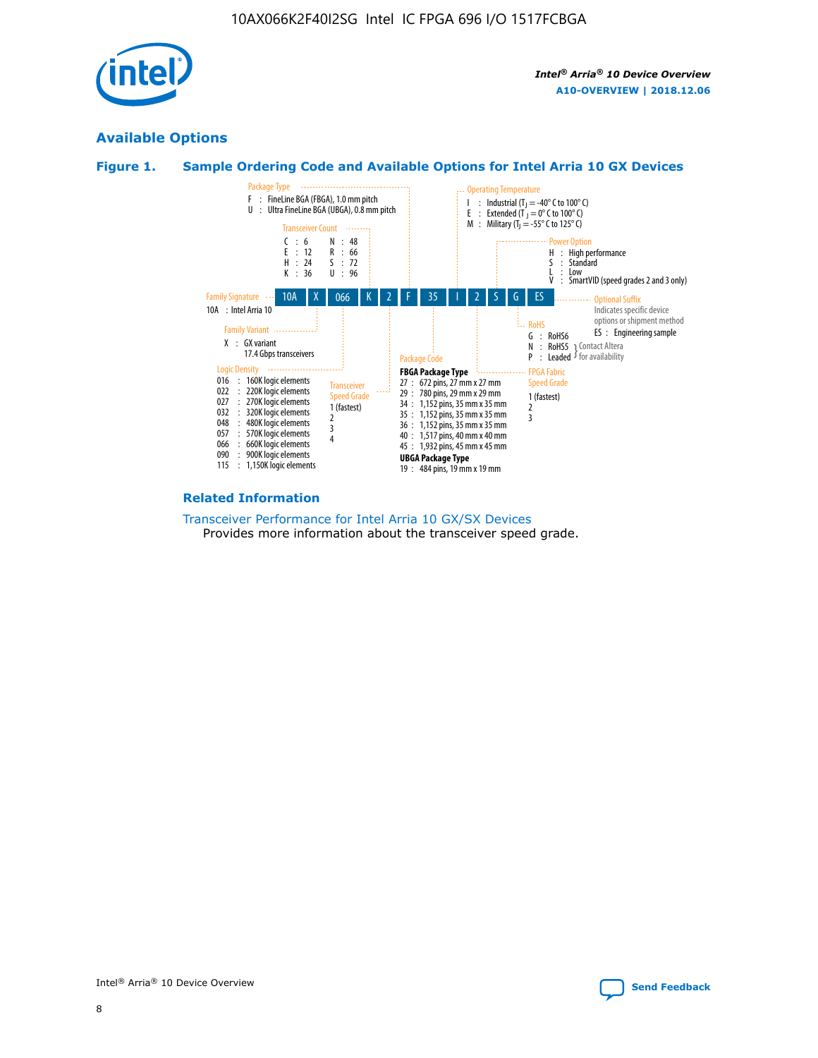## Available Options

**Figure 1. Sample Ordering Code and Available Options for Intel Arria 10 GX Devices**

| 10A | X | 066 | K | 2 | F | 35 | I | 2 | S | G | ES |
|---|---|---|---|---|---|---|---|---|---|---|---|

**Family Signature**
- 10A : Intel Arria 10

**Family Variant**
- X : GX variant
  17.4 Gbps transceivers

**Logic Density**
- 016 : 160K logic elements
- 022 : 220K logic elements
- 027 : 270K logic elements
- 032 : 320K logic elements
- 048 : 480K logic elements
- 057 : 570K logic elements
- 066 : 660K logic elements
- 090 : 900K logic elements
- 115 : 1,150K logic elements

**Transceiver Count**
- C : 6
- E : 12
- H : 24
- K : 36
- N : 48
- R : 66
- S : 72
- U : 96

**Transceiver Speed Grade**
- 1 (fastest)
- 2
- 3
- 4

**Package Type**
- F : FineLine BGA (FBGA), 1.0 mm pitch
- U : Ultra FineLine BGA (UBGA), 0.8 mm pitch

**Package Code**

**FBGA Package Type**
- 27 : 672 pins, 27 mm x 27 mm
- 29 : 780 pins, 29 mm x 29 mm
- 34 : 1,152 pins, 35 mm x 35 mm
- 35 : 1,152 pins, 35 mm x 35 mm
- 36 : 1,152 pins, 35 mm x 35 mm
- 40 : 1,517 pins, 40 mm x 40 mm
- 45 : 1,932 pins, 45 mm x 45 mm

**UBGA Package Type**
- 19 : 484 pins, 19 mm x 19 mm

**Operating Temperature**
- I : Industrial ($T_J$ = -40° C to 100° C)
- E : Extended ($T_J$ = 0° C to 100° C)
- M : Military ($T_J$ = -55° C to 125° C)

**FPGA Fabric Speed Grade**
- 1 (fastest)
- 2
- 3

**Power Option**
- H : High performance
- S : Standard
- L : Low
- V : SmartVID (speed grades 2 and 3 only)

**RoHS**
- G : RoHS6
- N : RoHS5 (Contact Altera for availability)
- P : Leaded (Contact Altera for availability)

**Optional Suffix**

Indicates specific device options or shipment method
- ES : Engineering sample

### Related Information

Transceiver Performance for Intel Arria 10 GX/SX Devices
Provides more information about the transceiver speed grade.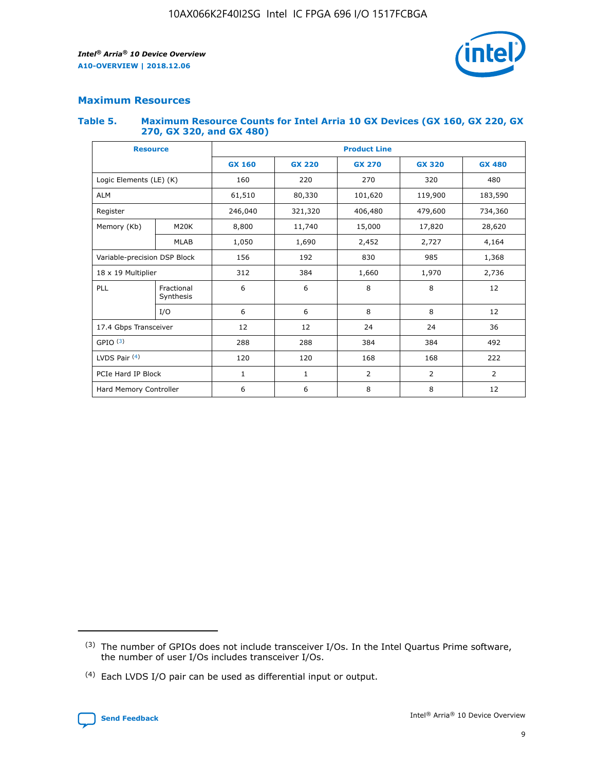## Maximum Resources

### Table 5. Maximum Resource Counts for Intel Arria 10 GX Devices (GX 160, GX 220, GX 270, GX 320, and GX 480)

| Resource | | Product Line | | | | |
|---|---|---|---|---|---|---|
| | | GX 160 | GX 220 | GX 270 | GX 320 | GX 480 |
| Logic Elements (LE) (K) | | 160 | 220 | 270 | 320 | 480 |
| ALM | | 61,510 | 80,330 | 101,620 | 119,900 | 183,590 |
| Register | | 246,040 | 321,320 | 406,480 | 479,600 | 734,360 |
| Memory (Kb) | M20K | 8,800 | 11,740 | 15,000 | 17,820 | 28,620 |
| | MLAB | 1,050 | 1,690 | 2,452 | 2,727 | 4,164 |
| Variable-precision DSP Block | | 156 | 192 | 830 | 985 | 1,368 |
| 18 x 19 Multiplier | | 312 | 384 | 1,660 | 1,970 | 2,736 |
| PLL | Fractional Synthesis | 6 | 6 | 8 | 8 | 12 |
| | I/O | 6 | 6 | 8 | 8 | 12 |
| 17.4 Gbps Transceiver | | 12 | 12 | 24 | 24 | 36 |
| GPIO [3] | | 288 | 288 | 384 | 384 | 492 |
| LVDS Pair [4] | | 120 | 120 | 168 | 168 | 222 |
| PCIe Hard IP Block | | 1 | 1 | 2 | 2 | 2 |
| Hard Memory Controller | | 6 | 6 | 8 | 8 | 12 |

(3) The number of GPIOs does not include transceiver I/Os. In the Intel Quartus Prime software, the number of user I/Os includes transceiver I/Os.

(4) Each LVDS I/O pair can be used as differential input or output.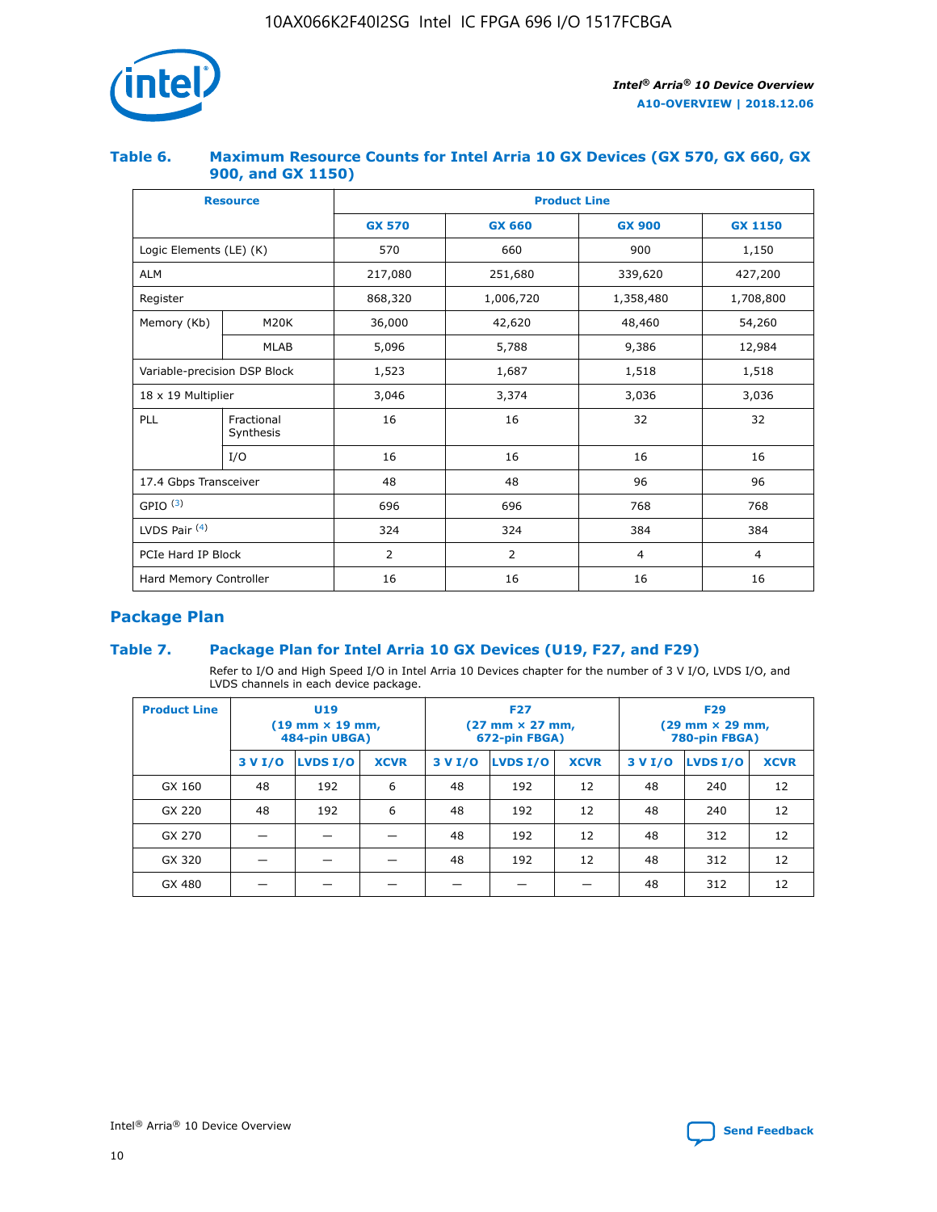### Table 6. Maximum Resource Counts for Intel Arria 10 GX Devices (GX 570, GX 660, GX 900, and GX 1150)

| Resource | | Product Line | | | |
|---|---|---|---|---|---|
| | | GX 570 | GX 660 | GX 900 | GX 1150 |
| Logic Elements (LE) (K) | | 570 | 660 | 900 | 1,150 |
| ALM | | 217,080 | 251,680 | 339,620 | 427,200 |
| Register | | 868,320 | 1,006,720 | 1,358,480 | 1,708,800 |
| Memory (Kb) | M20K | 36,000 | 42,620 | 48,460 | 54,260 |
| | MLAB | 5,096 | 5,788 | 9,386 | 12,984 |
| Variable-precision DSP Block | | 1,523 | 1,687 | 1,518 | 1,518 |
| 18 x 19 Multiplier | | 3,046 | 3,374 | 3,036 | 3,036 |
| PLL | Fractional Synthesis | 16 | 16 | 32 | 32 |
| | I/O | 16 | 16 | 16 | 16 |
| 17.4 Gbps Transceiver | | 48 | 48 | 96 | 96 |
| GPIO [(3)] | | 696 | 696 | 768 | 768 |
| LVDS Pair [(4)] | | 324 | 324 | 384 | 384 |
| PCIe Hard IP Block | | 2 | 2 | 4 | 4 |
| Hard Memory Controller | | 16 | 16 | 16 | 16 |

## Package Plan

### Table 7. Package Plan for Intel Arria 10 GX Devices (U19, F27, and F29)

Refer to I/O and High Speed I/O in Intel Arria 10 Devices chapter for the number of 3 V I/O, LVDS I/O, and LVDS channels in each device package.

| Product Line | U19 (19 mm × 19 mm, 484-pin UBGA) | | | F27 (27 mm × 27 mm, 672-pin FBGA) | | | F29 (29 mm × 29 mm, 780-pin FBGA) | | |
|---|---|---|---|---|---|---|---|---|---|
| | 3 V I/O | LVDS I/O | XCVR | 3 V I/O | LVDS I/O | XCVR | 3 V I/O | LVDS I/O | XCVR |
| GX 160 | 48 | 192 | 6 | 48 | 192 | 12 | 48 | 240 | 12 |
| GX 220 | 48 | 192 | 6 | 48 | 192 | 12 | 48 | 240 | 12 |
| GX 270 | — | — | — | 48 | 192 | 12 | 48 | 312 | 12 |
| GX 320 | — | — | — | 48 | 192 | 12 | 48 | 312 | 12 |
| GX 480 | — | — | — | — | — | — | 48 | 312 | 12 |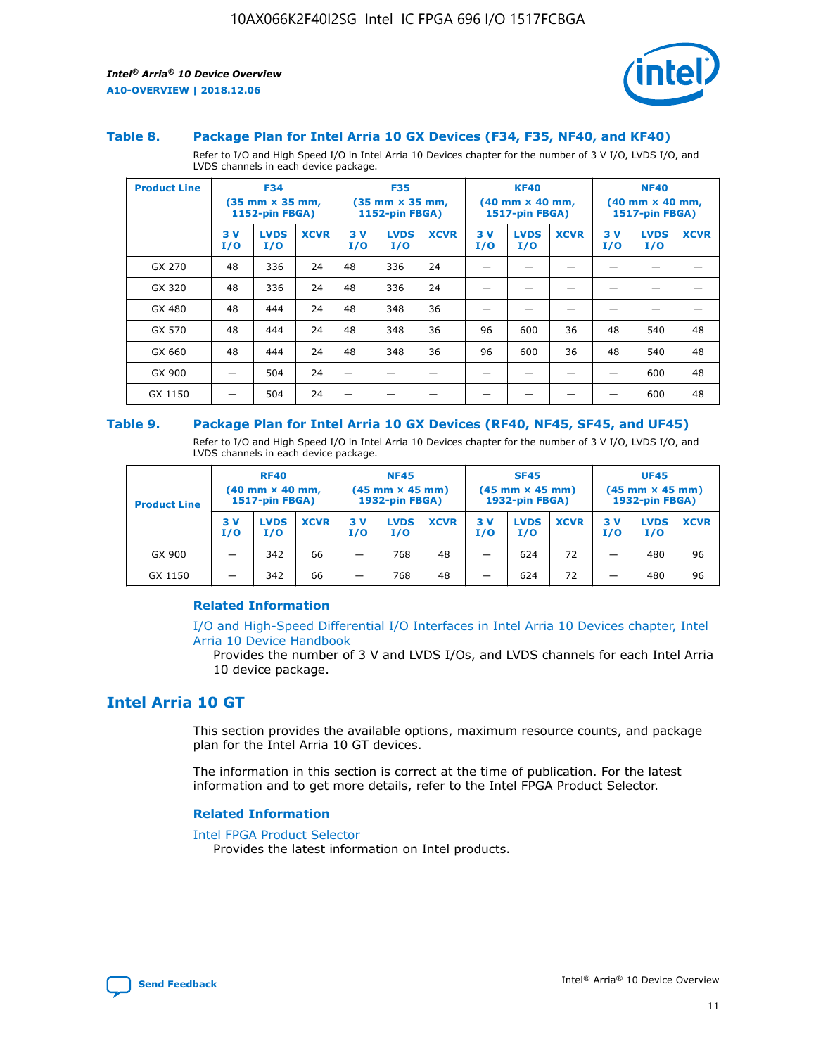### Table 8. Package Plan for Intel Arria 10 GX Devices (F34, F35, NF40, and KF40)

Refer to I/O and High Speed I/O in Intel Arria 10 Devices chapter for the number of 3 V I/O, LVDS I/O, and LVDS channels in each device package.

| Product Line | F34 (35 mm × 35 mm, 1152-pin FBGA) | | | F35 (35 mm × 35 mm, 1152-pin FBGA) | | | KF40 (40 mm × 40 mm, 1517-pin FBGA) | | | NF40 (40 mm × 40 mm, 1517-pin FBGA) | | |
|---|---|---|---|---|---|---|---|---|---|---|---|---|
| | 3 V I/O | LVDS I/O | XCVR | 3 V I/O | LVDS I/O | XCVR | 3 V I/O | LVDS I/O | XCVR | 3 V I/O | LVDS I/O | XCVR |
| GX 270 | 48 | 336 | 24 | 48 | 336 | 24 | — | — | — | — | — | — |
| GX 320 | 48 | 336 | 24 | 48 | 336 | 24 | — | — | — | — | — | — |
| GX 480 | 48 | 444 | 24 | 48 | 348 | 36 | — | — | — | — | — | — |
| GX 570 | 48 | 444 | 24 | 48 | 348 | 36 | 96 | 600 | 36 | 48 | 540 | 48 |
| GX 660 | 48 | 444 | 24 | 48 | 348 | 36 | 96 | 600 | 36 | 48 | 540 | 48 |
| GX 900 | — | 504 | 24 | — | — | — | — | — | — | — | 600 | 48 |
| GX 1150 | — | 504 | 24 | — | — | — | — | — | — | — | 600 | 48 |

### Table 9. Package Plan for Intel Arria 10 GX Devices (RF40, NF45, SF45, and UF45)

Refer to I/O and High Speed I/O in Intel Arria 10 Devices chapter for the number of 3 V I/O, LVDS I/O, and LVDS channels in each device package.

| Product Line | RF40 (40 mm × 40 mm, 1517-pin FBGA) | | | NF45 (45 mm × 45 mm) 1932-pin FBGA) | | | SF45 (45 mm × 45 mm) 1932-pin FBGA) | | | UF45 (45 mm × 45 mm) 1932-pin FBGA) | | |
|---|---|---|---|---|---|---|---|---|---|---|---|---|
| | 3 V I/O | LVDS I/O | XCVR | 3 V I/O | LVDS I/O | XCVR | 3 V I/O | LVDS I/O | XCVR | 3 V I/O | LVDS I/O | XCVR |
| GX 900 | — | 342 | 66 | — | 768 | 48 | — | 624 | 72 | — | 480 | 96 |
| GX 1150 | — | 342 | 66 | — | 768 | 48 | — | 624 | 72 | — | 480 | 96 |

#### Related Information

I/O and High-Speed Differential I/O Interfaces in Intel Arria 10 Devices chapter, Intel Arria 10 Device Handbook

Provides the number of 3 V and LVDS I/Os, and LVDS channels for each Intel Arria 10 device package.

## Intel Arria 10 GT

This section provides the available options, maximum resource counts, and package plan for the Intel Arria 10 GT devices.

The information in this section is correct at the time of publication. For the latest information and to get more details, refer to the Intel FPGA Product Selector.

#### Related Information

Intel FPGA Product Selector

Provides the latest information on Intel products.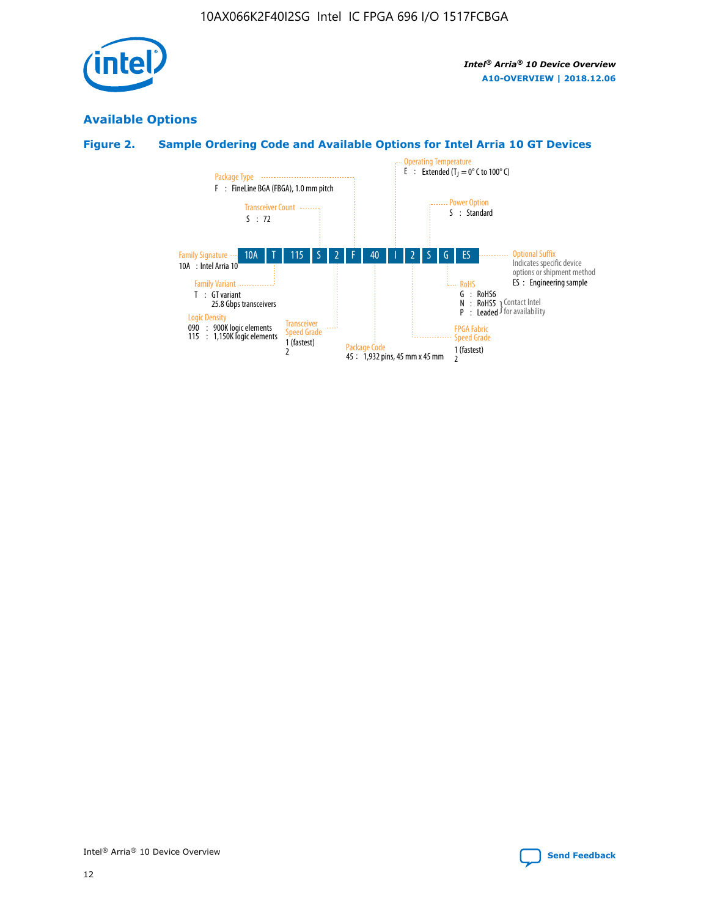## Available Options

**Figure 2. Sample Ordering Code and Available Options for Intel Arria 10 GT Devices**

| 10A | T | 115 | S | 2 | F | 40 | I | 2 | S | G | ES |
|---|---|---|---|---|---|---|---|---|---|---|---|

**Family Signature**
10A : Intel Arria 10

**Family Variant**
T : GT variant
25.8 Gbps transceivers

**Logic Density**
090 : 900K logic elements
115 : 1,150K logic elements

**Transceiver Count**
S : 72

**Transceiver Speed Grade**
1 (fastest)
2

**Package Type**
F : FineLine BGA (FBGA), 1.0 mm pitch

**Package Code**
45 : 1,932 pins, 45 mm x 45 mm

**Operating Temperature**
E : Extended ($T_J$ = 0° C to 100° C)

**FPGA Fabric Speed Grade**
1 (fastest)
2

**Power Option**
S : Standard

**RoHS**
G : RoHS6
N : RoHS5 (Contact Intel for availability)
P : Leaded (Contact Intel for availability)

**Optional Suffix**
Indicates specific device options or shipment method
ES : Engineering sample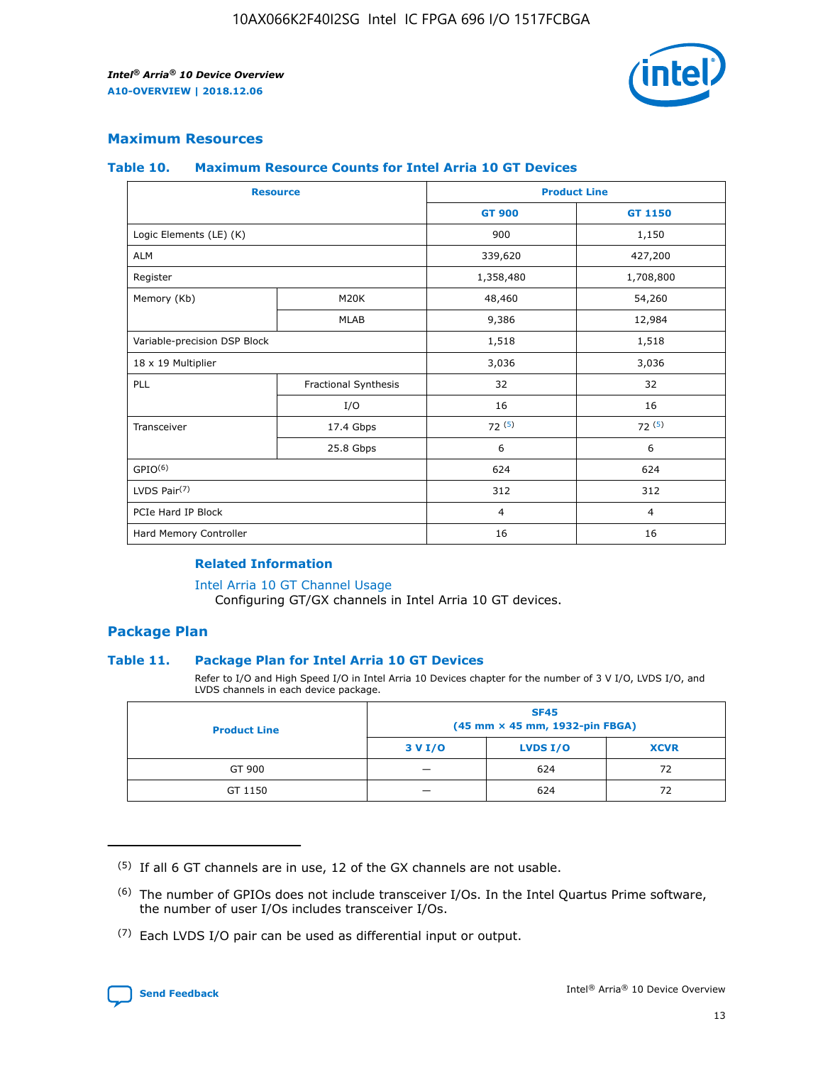## Maximum Resources

### Table 10. Maximum Resource Counts for Intel Arria 10 GT Devices

| Resource | | Product Line | |
|---|---|---|---|
| | | GT 900 | GT 1150 |
| Logic Elements (LE) (K) | | 900 | 1,150 |
| ALM | | 339,620 | 427,200 |
| Register | | 1,358,480 | 1,708,800 |
| Memory (Kb) | M20K | 48,460 | 54,260 |
| | MLAB | 9,386 | 12,984 |
| Variable-precision DSP Block | | 1,518 | 1,518 |
| 18 x 19 Multiplier | | 3,036 | 3,036 |
| PLL | Fractional Synthesis | 32 | 32 |
| | I/O | 16 | 16 |
| Transceiver | 17.4 Gbps | 72 (5) | 72 (5) |
| | 25.8 Gbps | 6 | 6 |
| GPIO(6) | | 624 | 624 |
| LVDS Pair(7) | | 312 | 312 |
| PCIe Hard IP Block | | 4 | 4 |
| Hard Memory Controller | | 16 | 16 |

**Related Information**

Intel Arria 10 GT Channel Usage

Configuring GT/GX channels in Intel Arria 10 GT devices.

## Package Plan

### Table 11. Package Plan for Intel Arria 10 GT Devices

Refer to I/O and High Speed I/O in Intel Arria 10 Devices chapter for the number of 3 V I/O, LVDS I/O, and LVDS channels in each device package.

| Product Line | SF45 (45 mm × 45 mm, 1932-pin FBGA) | | |
|---|---|---|---|
| | 3 V I/O | LVDS I/O | XCVR |
| GT 900 | — | 624 | 72 |
| GT 1150 | — | 624 | 72 |

(5) If all 6 GT channels are in use, 12 of the GX channels are not usable.

(6) The number of GPIOs does not include transceiver I/Os. In the Intel Quartus Prime software, the number of user I/Os includes transceiver I/Os.

(7) Each LVDS I/O pair can be used as differential input or output.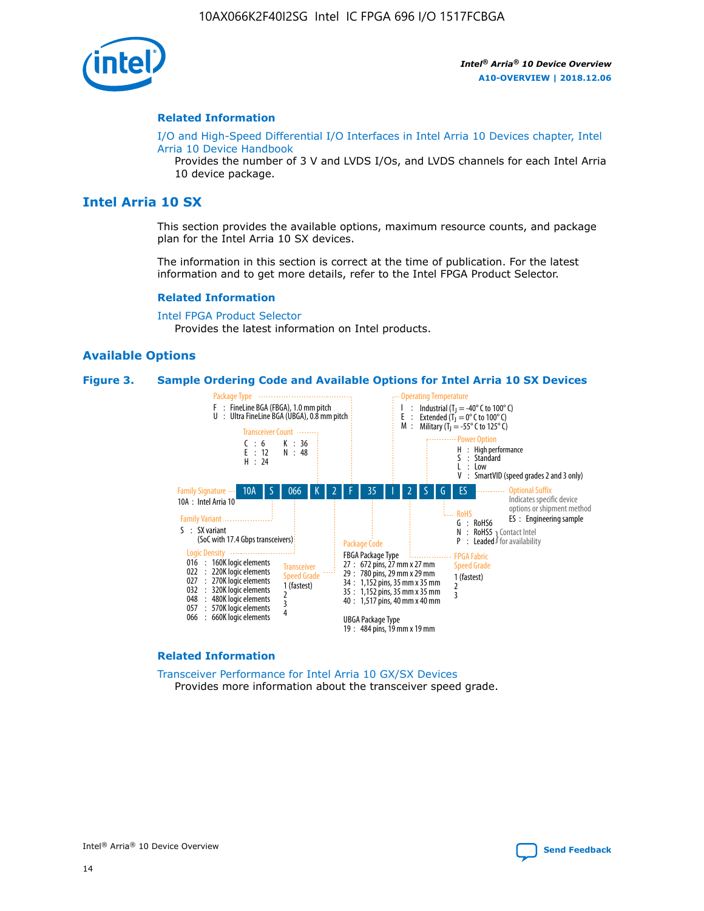## Related Information

I/O and High-Speed Differential I/O Interfaces in Intel Arria 10 Devices chapter, Intel Arria 10 Device Handbook

Provides the number of 3 V and LVDS I/Os, and LVDS channels for each Intel Arria 10 device package.

# Intel Arria 10 SX

This section provides the available options, maximum resource counts, and package plan for the Intel Arria 10 SX devices.

The information in this section is correct at the time of publication. For the latest information and to get more details, refer to the Intel FPGA Product Selector.

## Related Information

Intel FPGA Product Selector

Provides the latest information on Intel products.

## Available Options

**Figure 3. Sample Ordering Code and Available Options for Intel Arria 10 SX Devices**

Sample ordering code: 10A S 066 K 2 F 35 I 2 S G ES

- **Family Signature**
  - 10A : Intel Arria 10
- **Family Variant**
  - S : SX variant (SoC with 17.4 Gbps transceivers)
- **Logic Density**
  - 016 : 160K logic elements
  - 022 : 220K logic elements
  - 027 : 270K logic elements
  - 032 : 320K logic elements
  - 048 : 480K logic elements
  - 057 : 570K logic elements
  - 066 : 660K logic elements
- **Transceiver Count**
  - C : 6
  - E : 12
  - H : 24
  - K : 36
  - N : 48
- **Transceiver Speed Grade**
  - 1 (fastest)
  - 2
  - 3
  - 4
- **Package Type**
  - F : FineLine BGA (FBGA), 1.0 mm pitch
  - U : Ultra FineLine BGA (UBGA), 0.8 mm pitch
- **Package Code**
  - FBGA Package Type
    - 27 : 672 pins, 27 mm x 27 mm
    - 29 : 780 pins, 29 mm x 29 mm
    - 34 : 1,152 pins, 35 mm x 35 mm
    - 35 : 1,152 pins, 35 mm x 35 mm
    - 40 : 1,517 pins, 40 mm x 40 mm
  - UBGA Package Type
    - 19 : 484 pins, 19 mm x 19 mm
- **Operating Temperature**
  - I : Industrial ($T_J$ = -40° C to 100° C)
  - E : Extended ($T_J$ = 0° C to 100° C)
  - M : Military ($T_J$ = -55° C to 125° C)
- **FPGA Fabric Speed Grade**
  - 1 (fastest)
  - 2
  - 3
- **Power Option**
  - H : High performance
  - S : Standard
  - L : Low
  - V : SmartVID (speed grades 2 and 3 only)
- **RoHS**
  - G : RoHS6
  - N : RoHS5 (Contact Intel for availability)
  - P : Leaded (Contact Intel for availability)
- **Optional Suffix**
  - Indicates specific device options or shipment method
  - ES : Engineering sample

## Related Information

Transceiver Performance for Intel Arria 10 GX/SX Devices

Provides more information about the transceiver speed grade.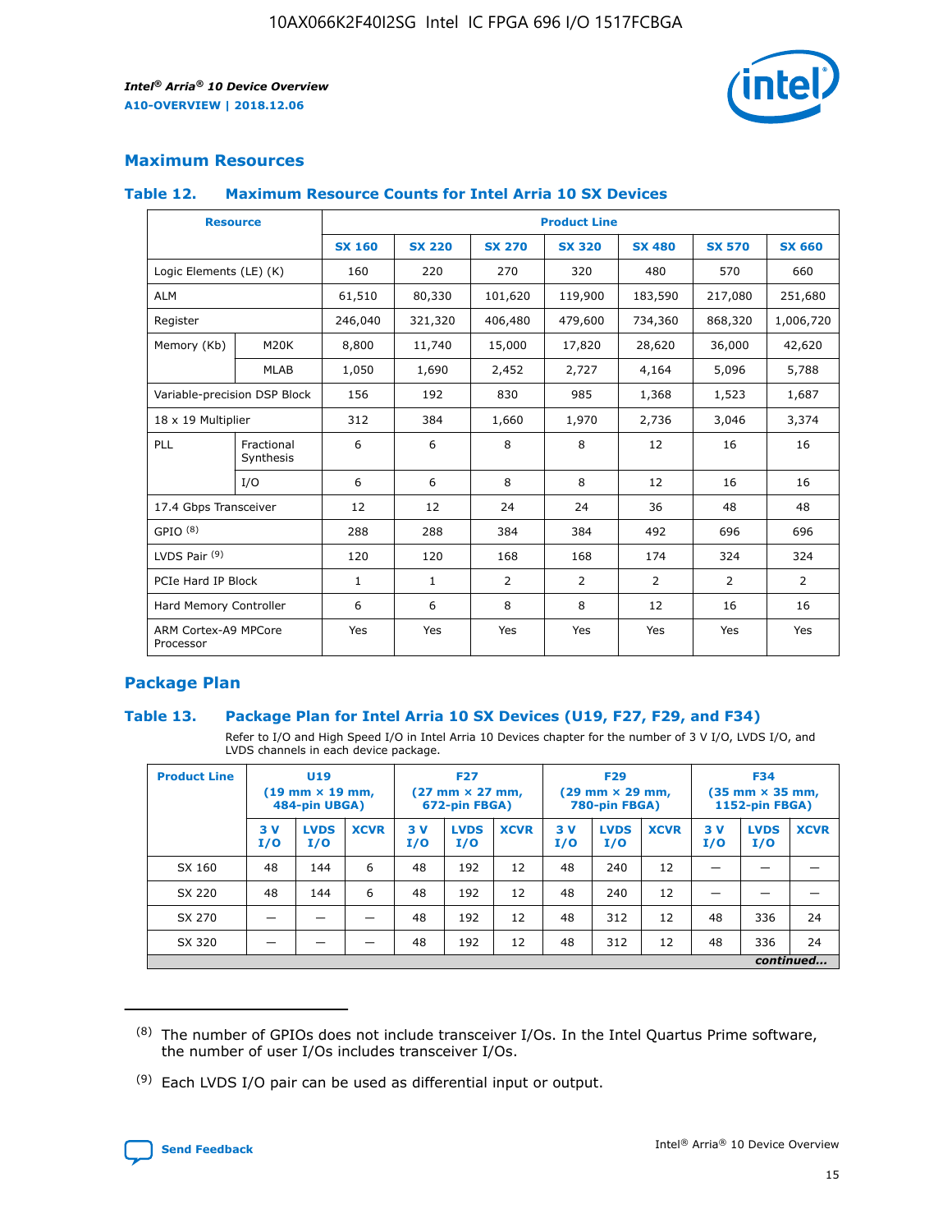## Maximum Resources

### Table 12. Maximum Resource Counts for Intel Arria 10 SX Devices

| Resource | | Product Line | | | | | | |
|---|---|---|---|---|---|---|---|---|
| | | SX 160 | SX 220 | SX 270 | SX 320 | SX 480 | SX 570 | SX 660 |
| Logic Elements (LE) (K) | | 160 | 220 | 270 | 320 | 480 | 570 | 660 |
| ALM | | 61,510 | 80,330 | 101,620 | 119,900 | 183,590 | 217,080 | 251,680 |
| Register | | 246,040 | 321,320 | 406,480 | 479,600 | 734,360 | 868,320 | 1,006,720 |
| Memory (Kb) | M20K | 8,800 | 11,740 | 15,000 | 17,820 | 28,620 | 36,000 | 42,620 |
| | MLAB | 1,050 | 1,690 | 2,452 | 2,727 | 4,164 | 5,096 | 5,788 |
| Variable-precision DSP Block | | 156 | 192 | 830 | 985 | 1,368 | 1,523 | 1,687 |
| 18 x 19 Multiplier | | 312 | 384 | 1,660 | 1,970 | 2,736 | 3,046 | 3,374 |
| PLL | Fractional Synthesis | 6 | 6 | 8 | 8 | 12 | 16 | 16 |
| | I/O | 6 | 6 | 8 | 8 | 12 | 16 | 16 |
| 17.4 Gbps Transceiver | | 12 | 12 | 24 | 24 | 36 | 48 | 48 |
| GPIO [8] | | 288 | 288 | 384 | 384 | 492 | 696 | 696 |
| LVDS Pair [9] | | 120 | 120 | 168 | 168 | 174 | 324 | 324 |
| PCIe Hard IP Block | | 1 | 1 | 2 | 2 | 2 | 2 | 2 |
| Hard Memory Controller | | 6 | 6 | 8 | 8 | 12 | 16 | 16 |
| ARM Cortex-A9 MPCore Processor | | Yes | Yes | Yes | Yes | Yes | Yes | Yes |

## Package Plan

### Table 13. Package Plan for Intel Arria 10 SX Devices (U19, F27, F29, and F34)

Refer to I/O and High Speed I/O in Intel Arria 10 Devices chapter for the number of 3 V I/O, LVDS I/O, and LVDS channels in each device package.

| Product Line | U19 (19 mm × 19 mm, 484-pin UBGA) | | | F27 (27 mm × 27 mm, 672-pin FBGA) | | | F29 (29 mm × 29 mm, 780-pin FBGA) | | | F34 (35 mm × 35 mm, 1152-pin FBGA) | | |
|---|---|---|---|---|---|---|---|---|---|---|---|---|
| | 3 V I/O | LVDS I/O | XCVR | 3 V I/O | LVDS I/O | XCVR | 3 V I/O | LVDS I/O | XCVR | 3 V I/O | LVDS I/O | XCVR |
| SX 160 | 48 | 144 | 6 | 48 | 192 | 12 | 48 | 240 | 12 | — | — | — |
| SX 220 | 48 | 144 | 6 | 48 | 192 | 12 | 48 | 240 | 12 | — | — | — |
| SX 270 | — | — | — | 48 | 192 | 12 | 48 | 312 | 12 | 48 | 336 | 24 |
| SX 320 | — | — | — | 48 | 192 | 12 | 48 | 312 | 12 | 48 | 336 | 24 |

*continued...*

(8) The number of GPIOs does not include transceiver I/Os. In the Intel Quartus Prime software, the number of user I/Os includes transceiver I/Os.

(9) Each LVDS I/O pair can be used as differential input or output.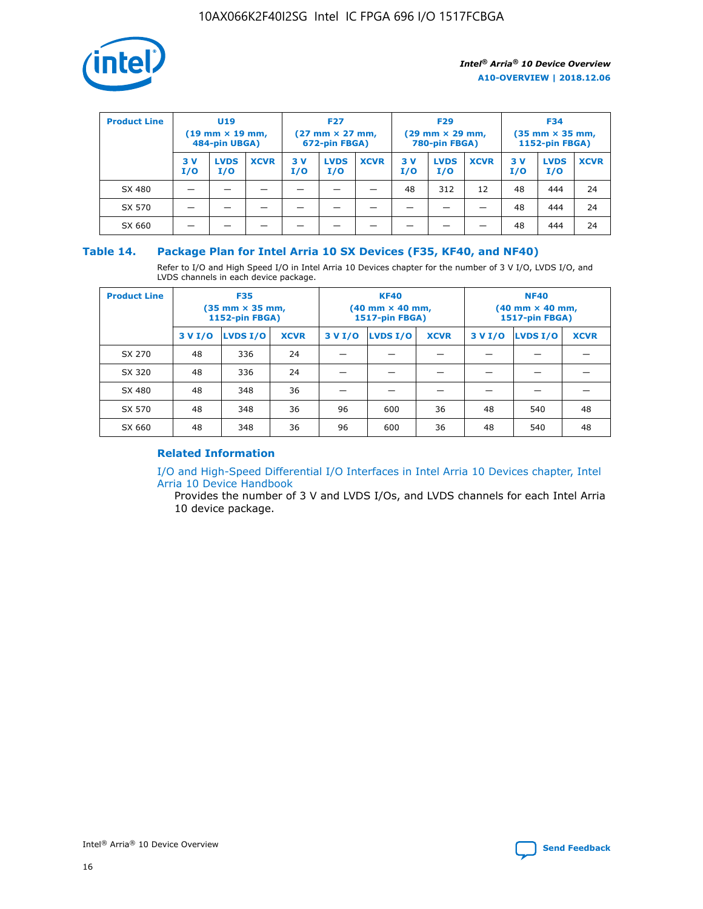| Product Line | U19 (19 mm × 19 mm, 484-pin UBGA) | | | F27 (27 mm × 27 mm, 672-pin FBGA) | | | F29 (29 mm × 29 mm, 780-pin FBGA) | | | F34 (35 mm × 35 mm, 1152-pin FBGA) | | |
|---|---|---|---|---|---|---|---|---|---|---|---|---|
| | 3 V I/O | LVDS I/O | XCVR | 3 V I/O | LVDS I/O | XCVR | 3 V I/O | LVDS I/O | XCVR | 3 V I/O | LVDS I/O | XCVR |
| SX 480 | — | — | — | — | — | — | 48 | 312 | 12 | 48 | 444 | 24 |
| SX 570 | — | — | — | — | — | — | — | — | — | 48 | 444 | 24 |
| SX 660 | — | — | — | — | — | — | — | — | — | 48 | 444 | 24 |

### Table 14. Package Plan for Intel Arria 10 SX Devices (F35, KF40, and NF40)

Refer to I/O and High Speed I/O in Intel Arria 10 Devices chapter for the number of 3 V I/O, LVDS I/O, and LVDS channels in each device package.

| Product Line | F35 (35 mm × 35 mm, 1152-pin FBGA) | | | KF40 (40 mm × 40 mm, 1517-pin FBGA) | | | NF40 (40 mm × 40 mm, 1517-pin FBGA) | | |
|---|---|---|---|---|---|---|---|---|---|
| | 3 V I/O | LVDS I/O | XCVR | 3 V I/O | LVDS I/O | XCVR | 3 V I/O | LVDS I/O | XCVR |
| SX 270 | 48 | 336 | 24 | — | — | — | — | — | — |
| SX 320 | 48 | 336 | 24 | — | — | — | — | — | — |
| SX 480 | 48 | 348 | 36 | — | — | — | — | — | — |
| SX 570 | 48 | 348 | 36 | 96 | 600 | 36 | 48 | 540 | 48 |
| SX 660 | 48 | 348 | 36 | 96 | 600 | 36 | 48 | 540 | 48 |

#### Related Information

I/O and High-Speed Differential I/O Interfaces in Intel Arria 10 Devices chapter, Intel Arria 10 Device Handbook

Provides the number of 3 V and LVDS I/Os, and LVDS channels for each Intel Arria 10 device package.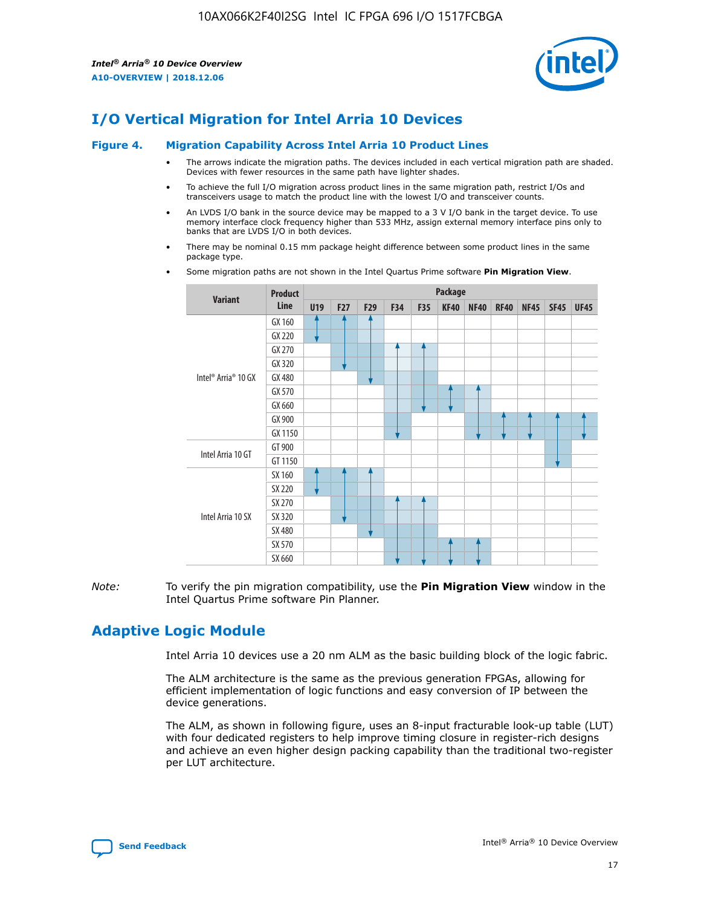## I/O Vertical Migration for Intel Arria 10 Devices

**Figure 4. Migration Capability Across Intel Arria 10 Product Lines**

- The arrows indicate the migration paths. The devices included in each vertical migration path are shaded. Devices with fewer resources in the same path have lighter shades.
- To achieve the full I/O migration across product lines in the same migration path, restrict I/Os and transceivers usage to match the product line with the lowest I/O and transceiver counts.
- An LVDS I/O bank in the source device may be mapped to a 3 V I/O bank in the target device. To use memory interface clock frequency higher than 533 MHz, assign external memory interface pins only to banks that are LVDS I/O in both devices.
- There may be nominal 0.15 mm package height difference between some product lines in the same package type.
- Some migration paths are not shown in the Intel Quartus Prime software **Pin Migration View**.

| Variant | Product Line | Package | | | | | | | | | | |
|---|---|---|---|---|---|---|---|---|---|---|---|---|
| | | U19 | F27 | F29 | F34 | F35 | KF40 | NF40 | RF40 | NF45 | SF45 | UF45 |
| Intel® Arria® 10 GX | GX 160 | | | | | | | | | | | |
| | GX 220 | | | | | | | | | | | |
| | GX 270 | | | | | | | | | | | |
| | GX 320 | | | | | | | | | | | |
| | GX 480 | | | | | | | | | | | |
| | GX 570 | | | | | | | | | | | |
| | GX 660 | | | | | | | | | | | |
| | GX 900 | | | | | | | | | | | |
| | GX 1150 | | | | | | | | | | | |
| Intel Arria 10 GT | GT 900 | | | | | | | | | | | |
| | GT 1150 | | | | | | | | | | | |
| Intel Arria 10 SX | SX 160 | | | | | | | | | | | |
| | SX 220 | | | | | | | | | | | |
| | SX 270 | | | | | | | | | | | |
| | SX 320 | | | | | | | | | | | |
| | SX 480 | | | | | | | | | | | |
| | SX 570 | | | | | | | | | | | |
| | SX 660 | | | | | | | | | | | |

*Note:* To verify the pin migration compatibility, use the **Pin Migration View** window in the Intel Quartus Prime software Pin Planner.

## Adaptive Logic Module

Intel Arria 10 devices use a 20 nm ALM as the basic building block of the logic fabric.

The ALM architecture is the same as the previous generation FPGAs, allowing for efficient implementation of logic functions and easy conversion of IP between the device generations.

The ALM, as shown in following figure, uses an 8-input fracturable look-up table (LUT) with four dedicated registers to help improve timing closure in register-rich designs and achieve an even higher design packing capability than the traditional two-register per LUT architecture.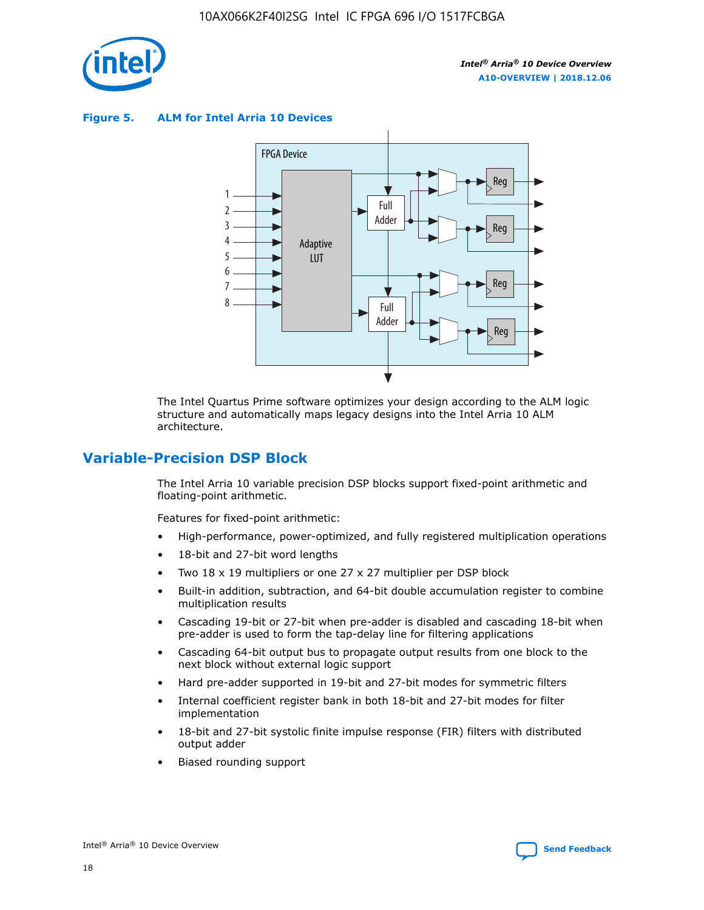**Figure 5. ALM for Intel Arria 10 Devices**

The Intel Quartus Prime software optimizes your design according to the ALM logic structure and automatically maps legacy designs into the Intel Arria 10 ALM architecture.

## Variable-Precision DSP Block

The Intel Arria 10 variable precision DSP blocks support fixed-point arithmetic and floating-point arithmetic.

Features for fixed-point arithmetic:

- High-performance, power-optimized, and fully registered multiplication operations
- 18-bit and 27-bit word lengths
- Two 18 x 19 multipliers or one 27 x 27 multiplier per DSP block
- Built-in addition, subtraction, and 64-bit double accumulation register to combine multiplication results
- Cascading 19-bit or 27-bit when pre-adder is disabled and cascading 18-bit when pre-adder is used to form the tap-delay line for filtering applications
- Cascading 64-bit output bus to propagate output results from one block to the next block without external logic support
- Hard pre-adder supported in 19-bit and 27-bit modes for symmetric filters
- Internal coefficient register bank in both 18-bit and 27-bit modes for filter implementation
- 18-bit and 27-bit systolic finite impulse response (FIR) filters with distributed output adder
- Biased rounding support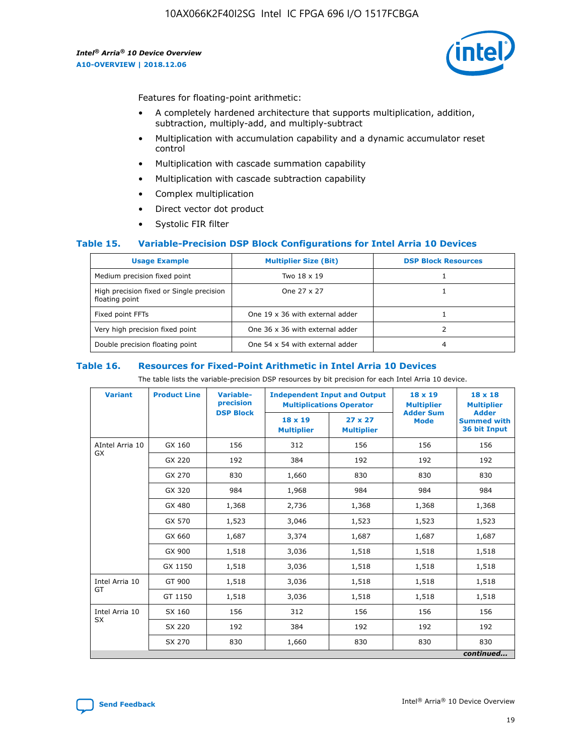Features for floating-point arithmetic:

- A completely hardened architecture that supports multiplication, addition, subtraction, multiply-add, and multiply-subtract
- Multiplication with accumulation capability and a dynamic accumulator reset control
- Multiplication with cascade summation capability
- Multiplication with cascade subtraction capability
- Complex multiplication
- Direct vector dot product
- Systolic FIR filter

### Table 15. Variable-Precision DSP Block Configurations for Intel Arria 10 Devices

| Usage Example | Multiplier Size (Bit) | DSP Block Resources |
|---|---|---|
| Medium precision fixed point | Two 18 x 19 | 1 |
| High precision fixed or Single precision floating point | One 27 x 27 | 1 |
| Fixed point FFTs | One 19 x 36 with external adder | 1 |
| Very high precision fixed point | One 36 x 36 with external adder | 2 |
| Double precision floating point | One 54 x 54 with external adder | 4 |

### Table 16. Resources for Fixed-Point Arithmetic in Intel Arria 10 Devices

The table lists the variable-precision DSP resources by bit precision for each Intel Arria 10 device.

| Variant | Product Line | Variable-precision DSP Block | Independent Input and Output Multiplications Operator | | 18 x 19 Multiplier Adder Sum Mode | 18 x 18 Multiplier Adder Summed with 36 bit Input |
|---|---|---|---|---|---|---|
| | | | 18 x 19 Multiplier | 27 x 27 Multiplier | | |
| AIntel Arria 10 GX | GX 160 | 156 | 312 | 156 | 156 | 156 |
| | GX 220 | 192 | 384 | 192 | 192 | 192 |
| | GX 270 | 830 | 1,660 | 830 | 830 | 830 |
| | GX 320 | 984 | 1,968 | 984 | 984 | 984 |
| | GX 480 | 1,368 | 2,736 | 1,368 | 1,368 | 1,368 |
| | GX 570 | 1,523 | 3,046 | 1,523 | 1,523 | 1,523 |
| | GX 660 | 1,687 | 3,374 | 1,687 | 1,687 | 1,687 |
| | GX 900 | 1,518 | 3,036 | 1,518 | 1,518 | 1,518 |
| | GX 1150 | 1,518 | 3,036 | 1,518 | 1,518 | 1,518 |
| Intel Arria 10 GT | GT 900 | 1,518 | 3,036 | 1,518 | 1,518 | 1,518 |
| | GT 1150 | 1,518 | 3,036 | 1,518 | 1,518 | 1,518 |
| Intel Arria 10 SX | SX 160 | 156 | 312 | 156 | 156 | 156 |
| | SX 220 | 192 | 384 | 192 | 192 | 192 |
| | SX 270 | 830 | 1,660 | 830 | 830 | 830 |

*continued...*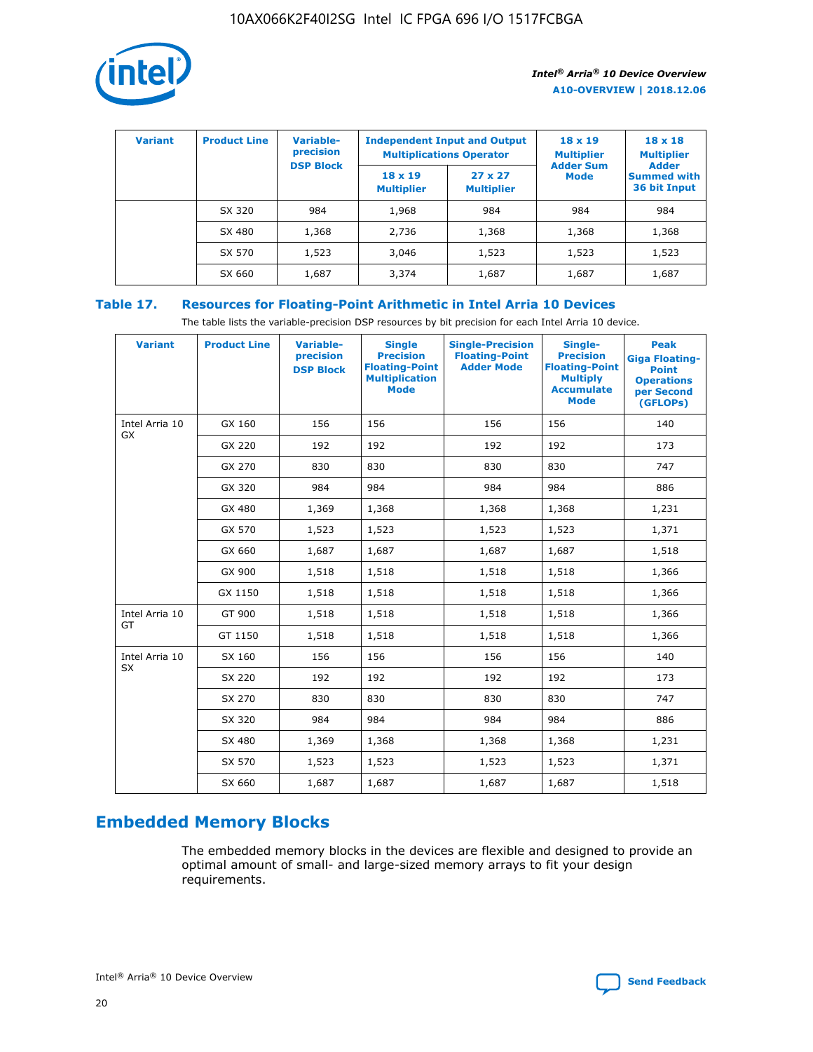| Variant | Product Line | Variable-precision DSP Block | Independent Input and Output Multiplications Operator | | 18 x 19 Multiplier Adder Sum Mode | 18 x 18 Multiplier Adder Summed with 36 bit Input |
|---|---|---|---|---|---|---|
| | | | 18 x 19 Multiplier | 27 x 27 Multiplier | | |
| | SX 320 | 984 | 1,968 | 984 | 984 | 984 |
| | SX 480 | 1,368 | 2,736 | 1,368 | 1,368 | 1,368 |
| | SX 570 | 1,523 | 3,046 | 1,523 | 1,523 | 1,523 |
| | SX 660 | 1,687 | 3,374 | 1,687 | 1,687 | 1,687 |

**Table 17. Resources for Floating-Point Arithmetic in Intel Arria 10 Devices**

The table lists the variable-precision DSP resources by bit precision for each Intel Arria 10 device.

| Variant | Product Line | Variable-precision DSP Block | Single Precision Floating-Point Multiplication Mode | Single-Precision Floating-Point Adder Mode | Single-Precision Floating-Point Multiply Accumulate Mode | Peak Giga Floating-Point Operations per Second (GFLOPs) |
|---|---|---|---|---|---|---|
| Intel Arria 10 GX | GX 160 | 156 | 156 | 156 | 156 | 140 |
| | GX 220 | 192 | 192 | 192 | 192 | 173 |
| | GX 270 | 830 | 830 | 830 | 830 | 747 |
| | GX 320 | 984 | 984 | 984 | 984 | 886 |
| | GX 480 | 1,369 | 1,368 | 1,368 | 1,368 | 1,231 |
| | GX 570 | 1,523 | 1,523 | 1,523 | 1,523 | 1,371 |
| | GX 660 | 1,687 | 1,687 | 1,687 | 1,687 | 1,518 |
| | GX 900 | 1,518 | 1,518 | 1,518 | 1,518 | 1,366 |
| | GX 1150 | 1,518 | 1,518 | 1,518 | 1,518 | 1,366 |
| Intel Arria 10 GT | GT 900 | 1,518 | 1,518 | 1,518 | 1,518 | 1,366 |
| | GT 1150 | 1,518 | 1,518 | 1,518 | 1,518 | 1,366 |
| Intel Arria 10 SX | SX 160 | 156 | 156 | 156 | 156 | 140 |
| | SX 220 | 192 | 192 | 192 | 192 | 173 |
| | SX 270 | 830 | 830 | 830 | 830 | 747 |
| | SX 320 | 984 | 984 | 984 | 984 | 886 |
| | SX 480 | 1,369 | 1,368 | 1,368 | 1,368 | 1,231 |
| | SX 570 | 1,523 | 1,523 | 1,523 | 1,523 | 1,371 |
| | SX 660 | 1,687 | 1,687 | 1,687 | 1,687 | 1,518 |

## Embedded Memory Blocks

The embedded memory blocks in the devices are flexible and designed to provide an optimal amount of small- and large-sized memory arrays to fit your design requirements.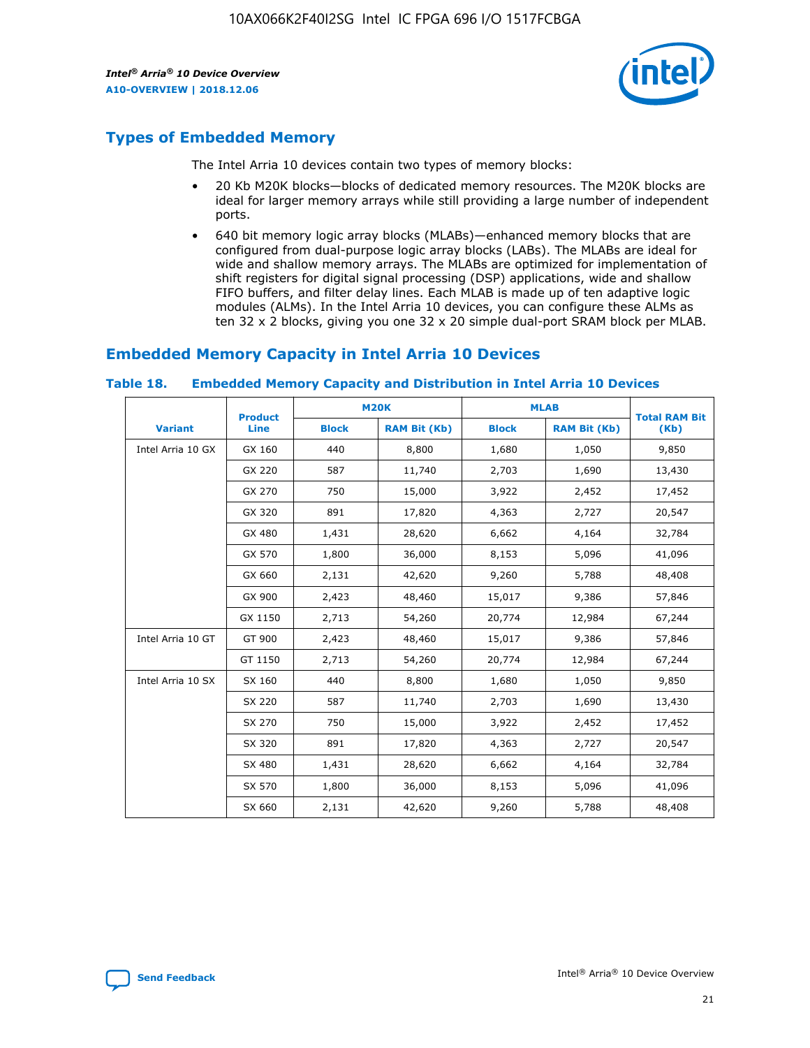## Types of Embedded Memory

The Intel Arria 10 devices contain two types of memory blocks:

- 20 Kb M20K blocks—blocks of dedicated memory resources. The M20K blocks are ideal for larger memory arrays while still providing a large number of independent ports.
- 640 bit memory logic array blocks (MLABs)—enhanced memory blocks that are configured from dual-purpose logic array blocks (LABs). The MLABs are ideal for wide and shallow memory arrays. The MLABs are optimized for implementation of shift registers for digital signal processing (DSP) applications, wide and shallow FIFO buffers, and filter delay lines. Each MLAB is made up of ten adaptive logic modules (ALMs). In the Intel Arria 10 devices, you can configure these ALMs as ten 32 x 2 blocks, giving you one 32 x 20 simple dual-port SRAM block per MLAB.

## Embedded Memory Capacity in Intel Arria 10 Devices

**Table 18. Embedded Memory Capacity and Distribution in Intel Arria 10 Devices**

| Variant | Product Line | M20K | | MLAB | | Total RAM Bit (Kb) |
|---|---|---|---|---|---|---|
| | | Block | RAM Bit (Kb) | Block | RAM Bit (Kb) | |
| Intel Arria 10 GX | GX 160 | 440 | 8,800 | 1,680 | 1,050 | 9,850 |
| | GX 220 | 587 | 11,740 | 2,703 | 1,690 | 13,430 |
| | GX 270 | 750 | 15,000 | 3,922 | 2,452 | 17,452 |
| | GX 320 | 891 | 17,820 | 4,363 | 2,727 | 20,547 |
| | GX 480 | 1,431 | 28,620 | 6,662 | 4,164 | 32,784 |
| | GX 570 | 1,800 | 36,000 | 8,153 | 5,096 | 41,096 |
| | GX 660 | 2,131 | 42,620 | 9,260 | 5,788 | 48,408 |
| | GX 900 | 2,423 | 48,460 | 15,017 | 9,386 | 57,846 |
| | GX 1150 | 2,713 | 54,260 | 20,774 | 12,984 | 67,244 |
| Intel Arria 10 GT | GT 900 | 2,423 | 48,460 | 15,017 | 9,386 | 57,846 |
| | GT 1150 | 2,713 | 54,260 | 20,774 | 12,984 | 67,244 |
| Intel Arria 10 SX | SX 160 | 440 | 8,800 | 1,680 | 1,050 | 9,850 |
| | SX 220 | 587 | 11,740 | 2,703 | 1,690 | 13,430 |
| | SX 270 | 750 | 15,000 | 3,922 | 2,452 | 17,452 |
| | SX 320 | 891 | 17,820 | 4,363 | 2,727 | 20,547 |
| | SX 480 | 1,431 | 28,620 | 6,662 | 4,164 | 32,784 |
| | SX 570 | 1,800 | 36,000 | 8,153 | 5,096 | 41,096 |
| | SX 660 | 2,131 | 42,620 | 9,260 | 5,788 | 48,408 |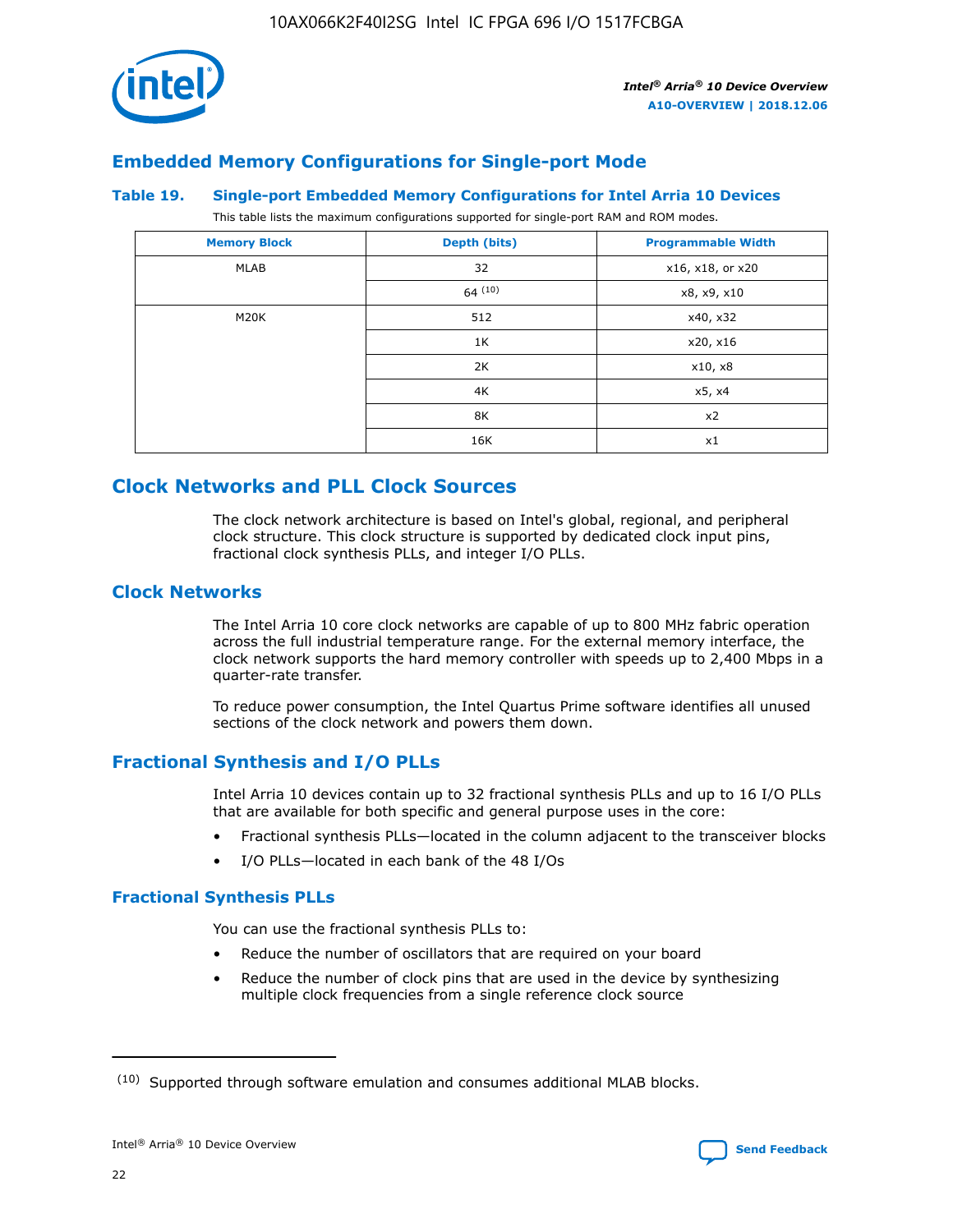## Embedded Memory Configurations for Single-port Mode

### Table 19. Single-port Embedded Memory Configurations for Intel Arria 10 Devices

This table lists the maximum configurations supported for single-port RAM and ROM modes.

| Memory Block | Depth (bits) | Programmable Width |
| --- | --- | --- |
| MLAB | 32 | x16, x18, or x20 |
| | 64 [(10)] | x8, x9, x10 |
| M20K | 512 | x40, x32 |
| | 1K | x20, x16 |
| | 2K | x10, x8 |
| | 4K | x5, x4 |
| | 8K | x2 |
| | 16K | x1 |

## Clock Networks and PLL Clock Sources

The clock network architecture is based on Intel's global, regional, and peripheral clock structure. This clock structure is supported by dedicated clock input pins, fractional clock synthesis PLLs, and integer I/O PLLs.

### Clock Networks

The Intel Arria 10 core clock networks are capable of up to 800 MHz fabric operation across the full industrial temperature range. For the external memory interface, the clock network supports the hard memory controller with speeds up to 2,400 Mbps in a quarter-rate transfer.

To reduce power consumption, the Intel Quartus Prime software identifies all unused sections of the clock network and powers them down.

### Fractional Synthesis and I/O PLLs

Intel Arria 10 devices contain up to 32 fractional synthesis PLLs and up to 16 I/O PLLs that are available for both specific and general purpose uses in the core:

- Fractional synthesis PLLs—located in the column adjacent to the transceiver blocks
- I/O PLLs—located in each bank of the 48 I/Os

#### Fractional Synthesis PLLs

You can use the fractional synthesis PLLs to:

- Reduce the number of oscillators that are required on your board
- Reduce the number of clock pins that are used in the device by synthesizing multiple clock frequencies from a single reference clock source

(10) Supported through software emulation and consumes additional MLAB blocks.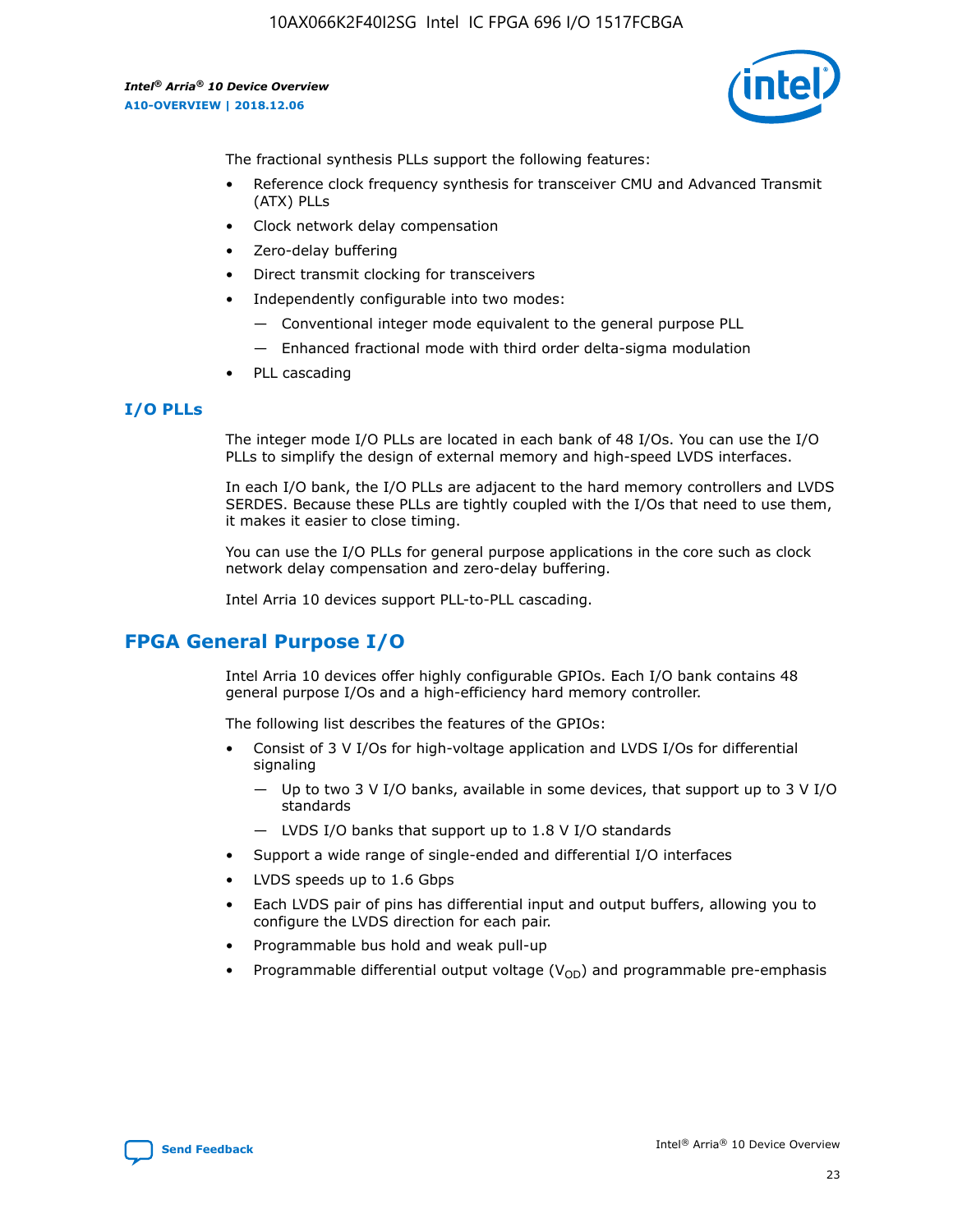The fractional synthesis PLLs support the following features:

- Reference clock frequency synthesis for transceiver CMU and Advanced Transmit (ATX) PLLs
- Clock network delay compensation
- Zero-delay buffering
- Direct transmit clocking for transceivers
- Independently configurable into two modes:
  - — Conventional integer mode equivalent to the general purpose PLL
  - — Enhanced fractional mode with third order delta-sigma modulation
- PLL cascading

### I/O PLLs

The integer mode I/O PLLs are located in each bank of 48 I/Os. You can use the I/O PLLs to simplify the design of external memory and high-speed LVDS interfaces.

In each I/O bank, the I/O PLLs are adjacent to the hard memory controllers and LVDS SERDES. Because these PLLs are tightly coupled with the I/Os that need to use them, it makes it easier to close timing.

You can use the I/O PLLs for general purpose applications in the core such as clock network delay compensation and zero-delay buffering.

Intel Arria 10 devices support PLL-to-PLL cascading.

## FPGA General Purpose I/O

Intel Arria 10 devices offer highly configurable GPIOs. Each I/O bank contains 48 general purpose I/Os and a high-efficiency hard memory controller.

The following list describes the features of the GPIOs:

- Consist of 3 V I/Os for high-voltage application and LVDS I/Os for differential signaling
  - — Up to two 3 V I/O banks, available in some devices, that support up to 3 V I/O standards
  - — LVDS I/O banks that support up to 1.8 V I/O standards
- Support a wide range of single-ended and differential I/O interfaces
- LVDS speeds up to 1.6 Gbps
- Each LVDS pair of pins has differential input and output buffers, allowing you to configure the LVDS direction for each pair.
- Programmable bus hold and weak pull-up
- Programmable differential output voltage ($V_{OD}$) and programmable pre-emphasis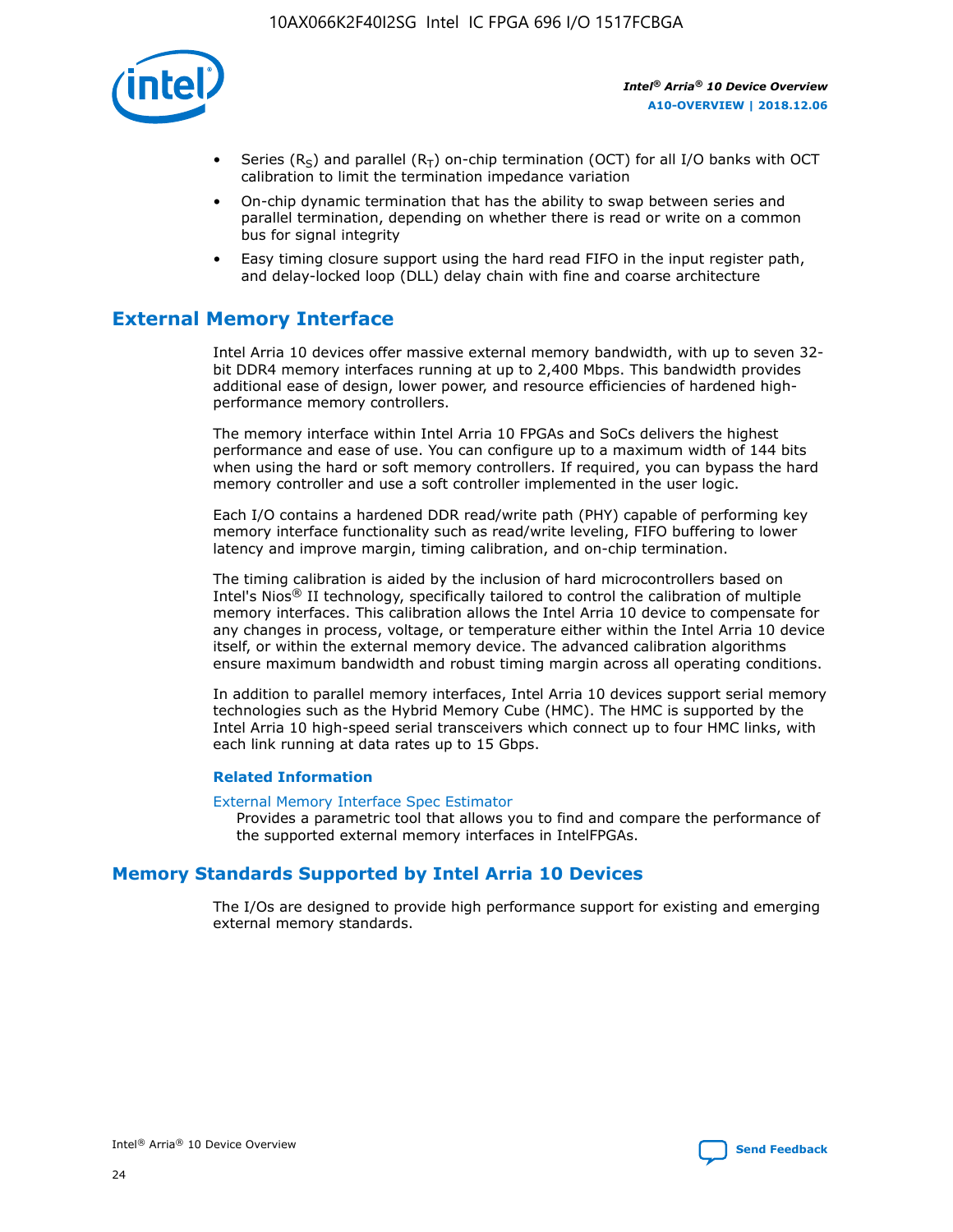- Series ($R_S$) and parallel ($R_T$) on-chip termination (OCT) for all I/O banks with OCT calibration to limit the termination impedance variation
- On-chip dynamic termination that has the ability to swap between series and parallel termination, depending on whether there is read or write on a common bus for signal integrity
- Easy timing closure support using the hard read FIFO in the input register path, and delay-locked loop (DLL) delay chain with fine and coarse architecture

## External Memory Interface

Intel Arria 10 devices offer massive external memory bandwidth, with up to seven 32-bit DDR4 memory interfaces running at up to 2,400 Mbps. This bandwidth provides additional ease of design, lower power, and resource efficiencies of hardened high-performance memory controllers.

The memory interface within Intel Arria 10 FPGAs and SoCs delivers the highest performance and ease of use. You can configure up to a maximum width of 144 bits when using the hard or soft memory controllers. If required, you can bypass the hard memory controller and use a soft controller implemented in the user logic.

Each I/O contains a hardened DDR read/write path (PHY) capable of performing key memory interface functionality such as read/write leveling, FIFO buffering to lower latency and improve margin, timing calibration, and on-chip termination.

The timing calibration is aided by the inclusion of hard microcontrollers based on Intel's Nios® II technology, specifically tailored to control the calibration of multiple memory interfaces. This calibration allows the Intel Arria 10 device to compensate for any changes in process, voltage, or temperature either within the Intel Arria 10 device itself, or within the external memory device. The advanced calibration algorithms ensure maximum bandwidth and robust timing margin across all operating conditions.

In addition to parallel memory interfaces, Intel Arria 10 devices support serial memory technologies such as the Hybrid Memory Cube (HMC). The HMC is supported by the Intel Arria 10 high-speed serial transceivers which connect up to four HMC links, with each link running at data rates up to 15 Gbps.

### Related Information

External Memory Interface Spec Estimator
Provides a parametric tool that allows you to find and compare the performance of the supported external memory interfaces in IntelFPGAs.

## Memory Standards Supported by Intel Arria 10 Devices

The I/Os are designed to provide high performance support for existing and emerging external memory standards.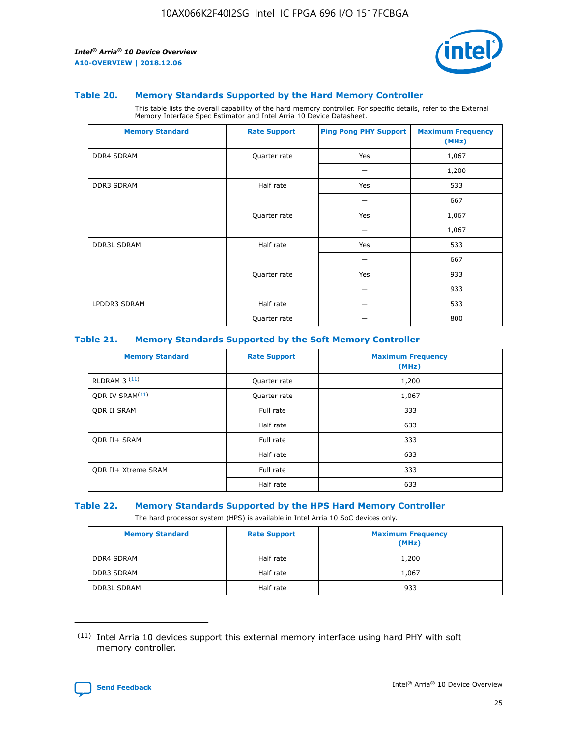#### Table 20. Memory Standards Supported by the Hard Memory Controller

This table lists the overall capability of the hard memory controller. For specific details, refer to the External Memory Interface Spec Estimator and Intel Arria 10 Device Datasheet.

| Memory Standard | Rate Support | Ping Pong PHY Support | Maximum Frequency (MHz) |
|---|---|---|---|
| DDR4 SDRAM | Quarter rate | Yes | 1,067 |
| | | — | 1,200 |
| DDR3 SDRAM | Half rate | Yes | 533 |
| | | — | 667 |
| | Quarter rate | Yes | 1,067 |
| | | — | 1,067 |
| DDR3L SDRAM | Half rate | Yes | 533 |
| | | — | 667 |
| | Quarter rate | Yes | 933 |
| | | — | 933 |
| LPDDR3 SDRAM | Half rate | — | 533 |
| | Quarter rate | — | 800 |

#### Table 21. Memory Standards Supported by the Soft Memory Controller

| Memory Standard | Rate Support | Maximum Frequency (MHz) |
|---|---|---|
| RLDRAM 3 [11] | Quarter rate | 1,200 |
| QDR IV SRAM[11] | Quarter rate | 1,067 |
| QDR II SRAM | Full rate | 333 |
| | Half rate | 633 |
| QDR II+ SRAM | Full rate | 333 |
| | Half rate | 633 |
| QDR II+ Xtreme SRAM | Full rate | 333 |
| | Half rate | 633 |

#### Table 22. Memory Standards Supported by the HPS Hard Memory Controller

The hard processor system (HPS) is available in Intel Arria 10 SoC devices only.

| Memory Standard | Rate Support | Maximum Frequency (MHz) |
|---|---|---|
| DDR4 SDRAM | Half rate | 1,200 |
| DDR3 SDRAM | Half rate | 1,067 |
| DDR3L SDRAM | Half rate | 933 |

(11) Intel Arria 10 devices support this external memory interface using hard PHY with soft memory controller.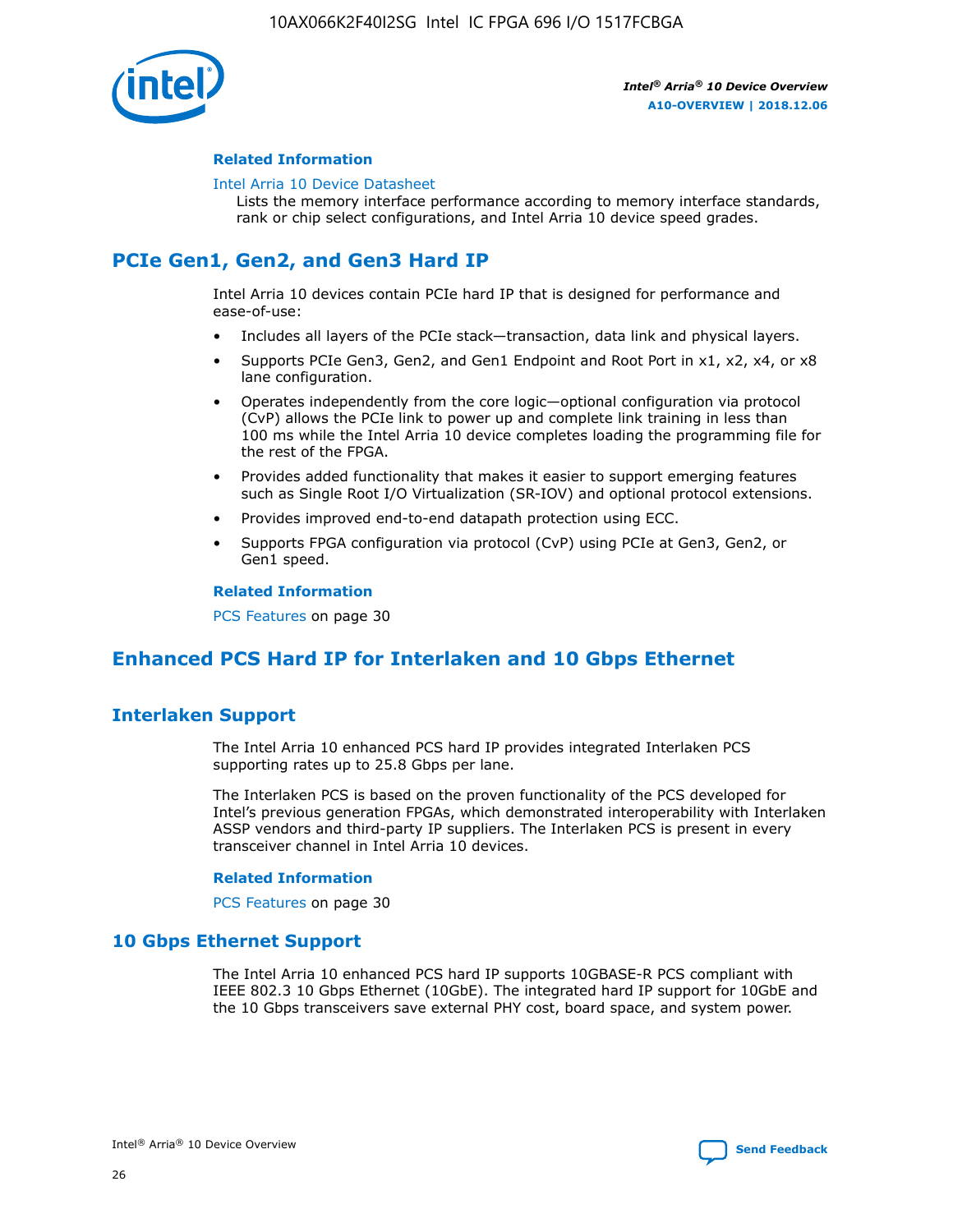#### Related Information

Intel Arria 10 Device Datasheet
Lists the memory interface performance according to memory interface standards, rank or chip select configurations, and Intel Arria 10 device speed grades.

## PCIe Gen1, Gen2, and Gen3 Hard IP

Intel Arria 10 devices contain PCIe hard IP that is designed for performance and ease-of-use:

- Includes all layers of the PCIe stack—transaction, data link and physical layers.
- Supports PCIe Gen3, Gen2, and Gen1 Endpoint and Root Port in x1, x2, x4, or x8 lane configuration.
- Operates independently from the core logic—optional configuration via protocol (CvP) allows the PCIe link to power up and complete link training in less than 100 ms while the Intel Arria 10 device completes loading the programming file for the rest of the FPGA.
- Provides added functionality that makes it easier to support emerging features such as Single Root I/O Virtualization (SR-IOV) and optional protocol extensions.
- Provides improved end-to-end datapath protection using ECC.
- Supports FPGA configuration via protocol (CvP) using PCIe at Gen3, Gen2, or Gen1 speed.

#### Related Information

PCS Features on page 30

## Enhanced PCS Hard IP for Interlaken and 10 Gbps Ethernet

### Interlaken Support

The Intel Arria 10 enhanced PCS hard IP provides integrated Interlaken PCS supporting rates up to 25.8 Gbps per lane.

The Interlaken PCS is based on the proven functionality of the PCS developed for Intel's previous generation FPGAs, which demonstrated interoperability with Interlaken ASSP vendors and third-party IP suppliers. The Interlaken PCS is present in every transceiver channel in Intel Arria 10 devices.

#### Related Information

PCS Features on page 30

### 10 Gbps Ethernet Support

The Intel Arria 10 enhanced PCS hard IP supports 10GBASE-R PCS compliant with IEEE 802.3 10 Gbps Ethernet (10GbE). The integrated hard IP support for 10GbE and the 10 Gbps transceivers save external PHY cost, board space, and system power.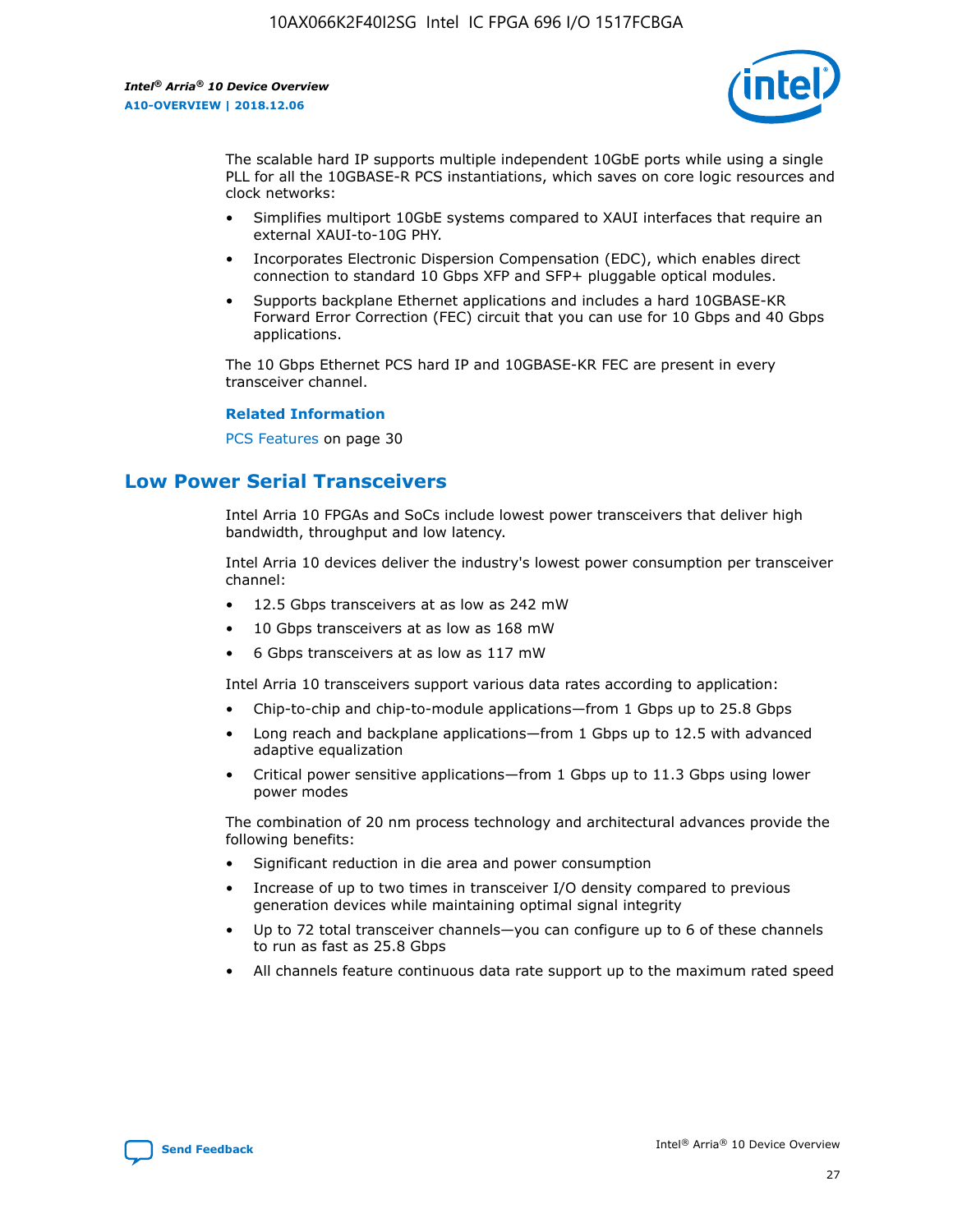The scalable hard IP supports multiple independent 10GbE ports while using a single PLL for all the 10GBASE-R PCS instantiations, which saves on core logic resources and clock networks:

- Simplifies multiport 10GbE systems compared to XAUI interfaces that require an external XAUI-to-10G PHY.
- Incorporates Electronic Dispersion Compensation (EDC), which enables direct connection to standard 10 Gbps XFP and SFP+ pluggable optical modules.
- Supports backplane Ethernet applications and includes a hard 10GBASE-KR Forward Error Correction (FEC) circuit that you can use for 10 Gbps and 40 Gbps applications.

The 10 Gbps Ethernet PCS hard IP and 10GBASE-KR FEC are present in every transceiver channel.

**Related Information**

PCS Features on page 30

## Low Power Serial Transceivers

Intel Arria 10 FPGAs and SoCs include lowest power transceivers that deliver high bandwidth, throughput and low latency.

Intel Arria 10 devices deliver the industry's lowest power consumption per transceiver channel:

- 12.5 Gbps transceivers at as low as 242 mW
- 10 Gbps transceivers at as low as 168 mW
- 6 Gbps transceivers at as low as 117 mW

Intel Arria 10 transceivers support various data rates according to application:

- Chip-to-chip and chip-to-module applications—from 1 Gbps up to 25.8 Gbps
- Long reach and backplane applications—from 1 Gbps up to 12.5 with advanced adaptive equalization
- Critical power sensitive applications—from 1 Gbps up to 11.3 Gbps using lower power modes

The combination of 20 nm process technology and architectural advances provide the following benefits:

- Significant reduction in die area and power consumption
- Increase of up to two times in transceiver I/O density compared to previous generation devices while maintaining optimal signal integrity
- Up to 72 total transceiver channels—you can configure up to 6 of these channels to run as fast as 25.8 Gbps
- All channels feature continuous data rate support up to the maximum rated speed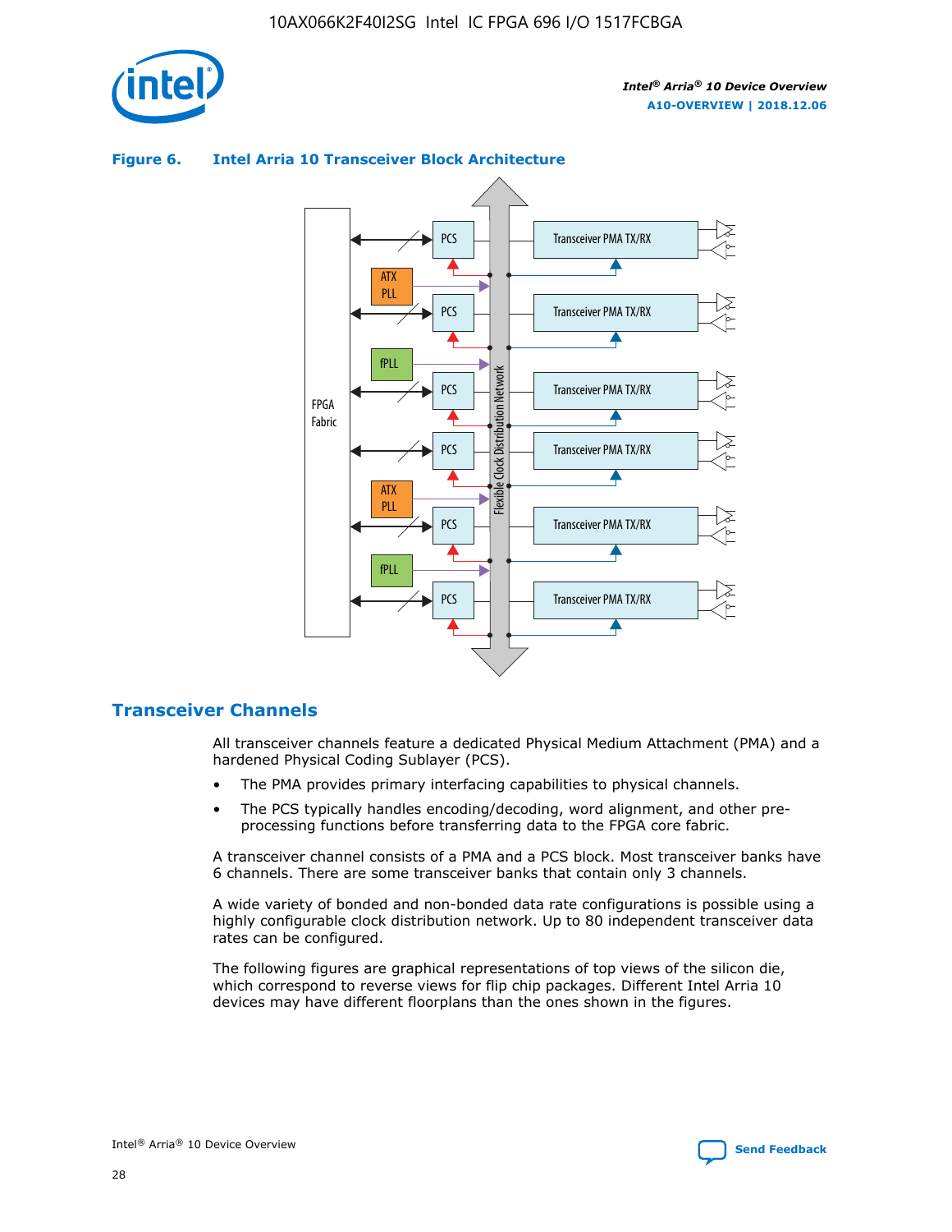**Figure 6. Intel Arria 10 Transceiver Block Architecture**

## Transceiver Channels

All transceiver channels feature a dedicated Physical Medium Attachment (PMA) and a hardened Physical Coding Sublayer (PCS).

- The PMA provides primary interfacing capabilities to physical channels.
- The PCS typically handles encoding/decoding, word alignment, and other pre-processing functions before transferring data to the FPGA core fabric.

A transceiver channel consists of a PMA and a PCS block. Most transceiver banks have 6 channels. There are some transceiver banks that contain only 3 channels.

A wide variety of bonded and non-bonded data rate configurations is possible using a highly configurable clock distribution network. Up to 80 independent transceiver data rates can be configured.

The following figures are graphical representations of top views of the silicon die, which correspond to reverse views for flip chip packages. Different Intel Arria 10 devices may have different floorplans than the ones shown in the figures.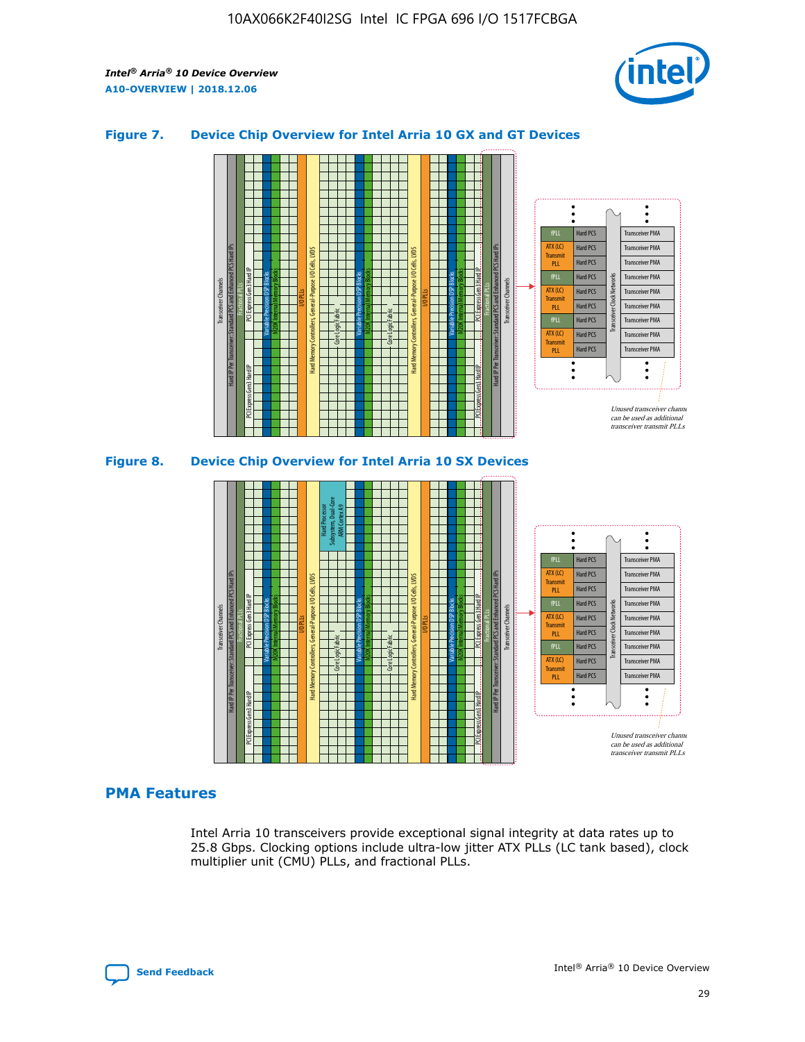## Figure 7. Device Chip Overview for Intel Arria 10 GX and GT Devices

## Figure 8. Device Chip Overview for Intel Arria 10 SX Devices

## PMA Features

Intel Arria 10 transceivers provide exceptional signal integrity at data rates up to 25.8 Gbps. Clocking options include ultra-low jitter ATX PLLs (LC tank based), clock multiplier unit (CMU) PLLs, and fractional PLLs.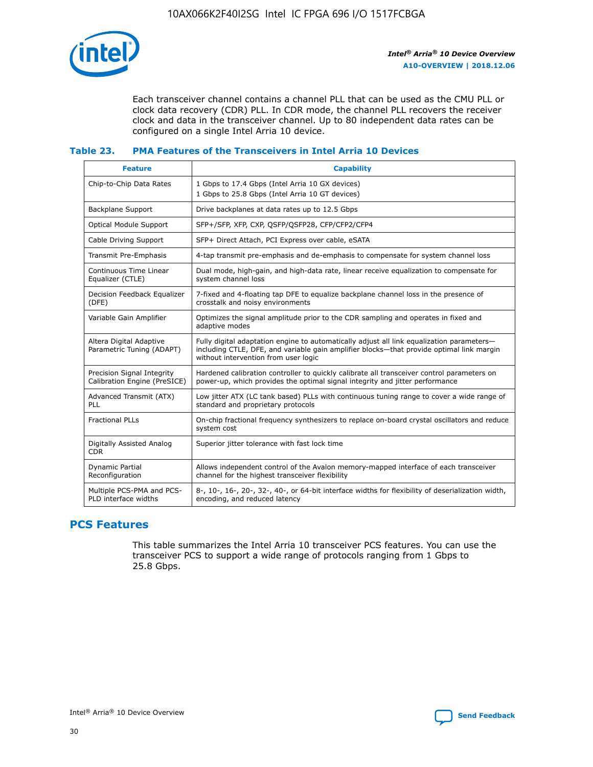Each transceiver channel contains a channel PLL that can be used as the CMU PLL or clock data recovery (CDR) PLL. In CDR mode, the channel PLL recovers the receiver clock and data in the transceiver channel. Up to 80 independent data rates can be configured on a single Intel Arria 10 device.

### Table 23. PMA Features of the Transceivers in Intel Arria 10 Devices

| Feature | Capability |
| --- | --- |
| Chip-to-Chip Data Rates | 1 Gbps to 17.4 Gbps (Intel Arria 10 GX devices)<br>1 Gbps to 25.8 Gbps (Intel Arria 10 GT devices) |
| Backplane Support | Drive backplanes at data rates up to 12.5 Gbps |
| Optical Module Support | SFP+/SFP, XFP, CXP, QSFP/QSFP28, CFP/CFP2/CFP4 |
| Cable Driving Support | SFP+ Direct Attach, PCI Express over cable, eSATA |
| Transmit Pre-Emphasis | 4-tap transmit pre-emphasis and de-emphasis to compensate for system channel loss |
| Continuous Time Linear Equalizer (CTLE) | Dual mode, high-gain, and high-data rate, linear receive equalization to compensate for system channel loss |
| Decision Feedback Equalizer (DFE) | 7-fixed and 4-floating tap DFE to equalize backplane channel loss in the presence of crosstalk and noisy environments |
| Variable Gain Amplifier | Optimizes the signal amplitude prior to the CDR sampling and operates in fixed and adaptive modes |
| Altera Digital Adaptive Parametric Tuning (ADAPT) | Fully digital adaptation engine to automatically adjust all link equalization parameters—including CTLE, DFE, and variable gain amplifier blocks—that provide optimal link margin without intervention from user logic |
| Precision Signal Integrity Calibration Engine (PreSICE) | Hardened calibration controller to quickly calibrate all transceiver control parameters on power-up, which provides the optimal signal integrity and jitter performance |
| Advanced Transmit (ATX) PLL | Low jitter ATX (LC tank based) PLLs with continuous tuning range to cover a wide range of standard and proprietary protocols |
| Fractional PLLs | On-chip fractional frequency synthesizers to replace on-board crystal oscillators and reduce system cost |
| Digitally Assisted Analog CDR | Superior jitter tolerance with fast lock time |
| Dynamic Partial Reconfiguration | Allows independent control of the Avalon memory-mapped interface of each transceiver channel for the highest transceiver flexibility |
| Multiple PCS-PMA and PCS-PLD interface widths | 8-, 10-, 16-, 20-, 32-, 40-, or 64-bit interface widths for flexibility of deserialization width, encoding, and reduced latency |

## PCS Features

This table summarizes the Intel Arria 10 transceiver PCS features. You can use the transceiver PCS to support a wide range of protocols ranging from 1 Gbps to 25.8 Gbps.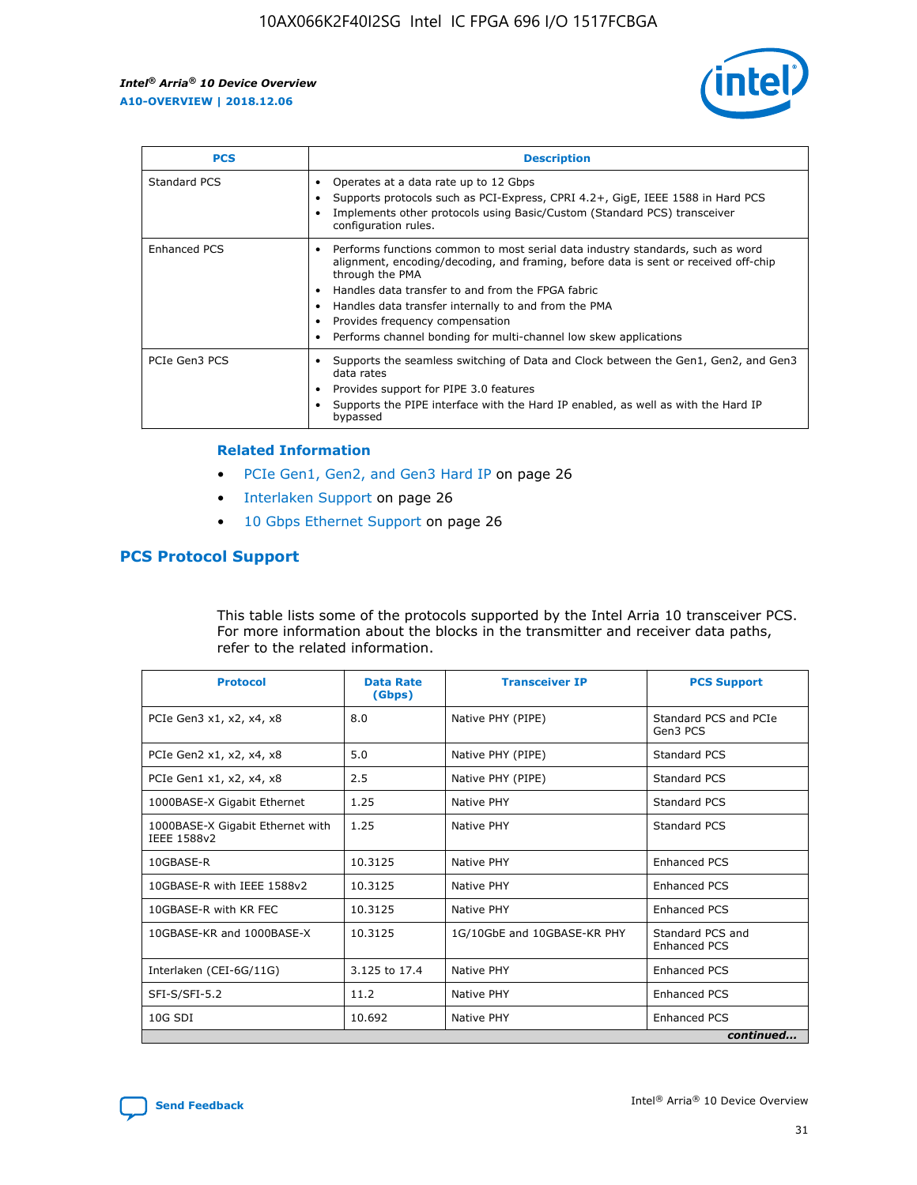| PCS | Description |
| --- | --- |
| Standard PCS | • Operates at a data rate up to 12 Gbps<br>• Supports protocols such as PCI-Express, CPRI 4.2+, GigE, IEEE 1588 in Hard PCS<br>• Implements other protocols using Basic/Custom (Standard PCS) transceiver configuration rules. |
| Enhanced PCS | • Performs functions common to most serial data industry standards, such as word alignment, encoding/decoding, and framing, before data is sent or received off-chip through the PMA<br>• Handles data transfer to and from the FPGA fabric<br>• Handles data transfer internally to and from the PMA<br>• Provides frequency compensation<br>• Performs channel bonding for multi-channel low skew applications |
| PCIe Gen3 PCS | • Supports the seamless switching of Data and Clock between the Gen1, Gen2, and Gen3 data rates<br>• Provides support for PIPE 3.0 features<br>• Supports the PIPE interface with the Hard IP enabled, as well as with the Hard IP bypassed |

### Related Information

- PCIe Gen1, Gen2, and Gen3 Hard IP on page 26
- Interlaken Support on page 26
- 10 Gbps Ethernet Support on page 26

## PCS Protocol Support

This table lists some of the protocols supported by the Intel Arria 10 transceiver PCS. For more information about the blocks in the transmitter and receiver data paths, refer to the related information.

| Protocol | Data Rate (Gbps) | Transceiver IP | PCS Support |
| --- | --- | --- | --- |
| PCIe Gen3 x1, x2, x4, x8 | 8.0 | Native PHY (PIPE) | Standard PCS and PCIe Gen3 PCS |
| PCIe Gen2 x1, x2, x4, x8 | 5.0 | Native PHY (PIPE) | Standard PCS |
| PCIe Gen1 x1, x2, x4, x8 | 2.5 | Native PHY (PIPE) | Standard PCS |
| 1000BASE-X Gigabit Ethernet | 1.25 | Native PHY | Standard PCS |
| 1000BASE-X Gigabit Ethernet with IEEE 1588v2 | 1.25 | Native PHY | Standard PCS |
| 10GBASE-R | 10.3125 | Native PHY | Enhanced PCS |
| 10GBASE-R with IEEE 1588v2 | 10.3125 | Native PHY | Enhanced PCS |
| 10GBASE-R with KR FEC | 10.3125 | Native PHY | Enhanced PCS |
| 10GBASE-KR and 1000BASE-X | 10.3125 | 1G/10GbE and 10GBASE-KR PHY | Standard PCS and Enhanced PCS |
| Interlaken (CEI-6G/11G) | 3.125 to 17.4 | Native PHY | Enhanced PCS |
| SFI-S/SFI-5.2 | 11.2 | Native PHY | Enhanced PCS |
| 10G SDI | 10.692 | Native PHY | Enhanced PCS |

*continued...*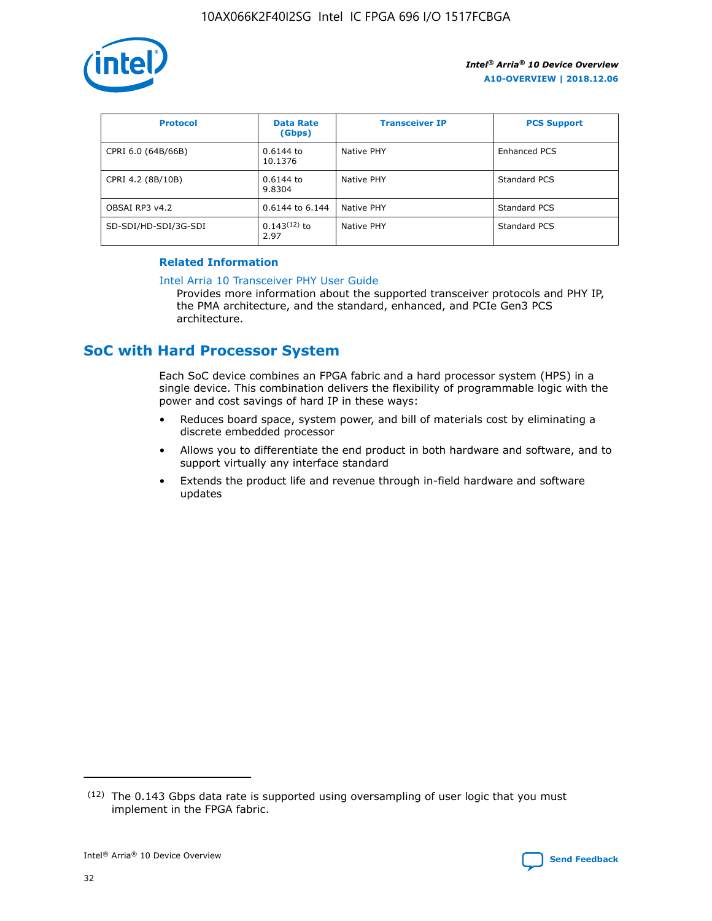| Protocol | Data Rate (Gbps) | Transceiver IP | PCS Support |
| --- | --- | --- | --- |
| CPRI 6.0 (64B/66B) | 0.6144 to 10.1376 | Native PHY | Enhanced PCS |
| CPRI 4.2 (8B/10B) | 0.6144 to 9.8304 | Native PHY | Standard PCS |
| OBSAI RP3 v4.2 | 0.6144 to 6.144 | Native PHY | Standard PCS |
| SD-SDI/HD-SDI/3G-SDI | 0.143(12) to 2.97 | Native PHY | Standard PCS |

**Related Information**

Intel Arria 10 Transceiver PHY User Guide
Provides more information about the supported transceiver protocols and PHY IP, the PMA architecture, and the standard, enhanced, and PCIe Gen3 PCS architecture.

## SoC with Hard Processor System

Each SoC device combines an FPGA fabric and a hard processor system (HPS) in a single device. This combination delivers the flexibility of programmable logic with the power and cost savings of hard IP in these ways:

- Reduces board space, system power, and bill of materials cost by eliminating a discrete embedded processor
- Allows you to differentiate the end product in both hardware and software, and to support virtually any interface standard
- Extends the product life and revenue through in-field hardware and software updates

(12) The 0.143 Gbps data rate is supported using oversampling of user logic that you must implement in the FPGA fabric.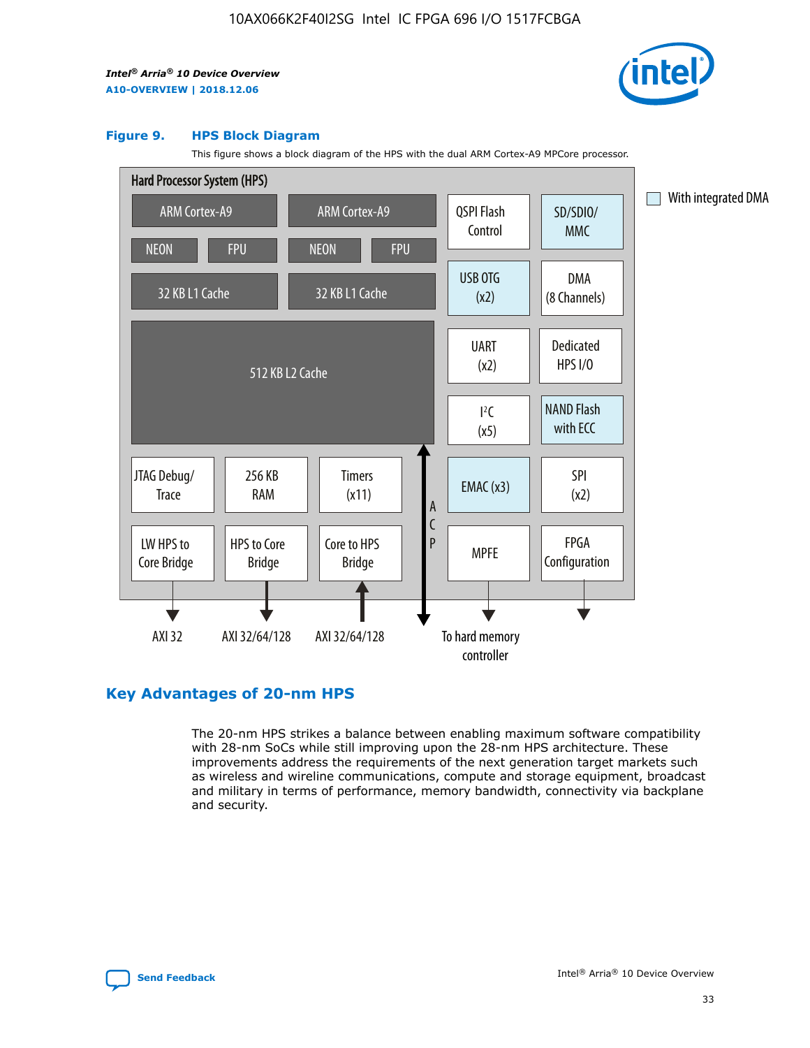**Figure 9. HPS Block Diagram**

This figure shows a block diagram of the HPS with the dual ARM Cortex-A9 MPCore processor.

Hard Processor System (HPS)

ARM Cortex-A9 | ARM Cortex-A9 | QSPI Flash Control | SD/SDIO/MMC

NEON | FPU | NEON | FPU

32 KB L1 Cache | 32 KB L1 Cache | USB OTG (x2) | DMA (8 Channels)

512 KB L2 Cache | UART (x2) | Dedicated HPS I/O | I²C (x5) | NAND Flash with ECC

JTAG Debug/Trace | 256 KB RAM | Timers (x11) | ACP | EMAC (x3) | SPI (x2)

LW HPS to Core Bridge | HPS to Core Bridge | Core to HPS Bridge | MPFE | FPGA Configuration

AXI 32 | AXI 32/64/128 | AXI 32/64/128 | To hard memory controller

With integrated DMA

## Key Advantages of 20-nm HPS

The 20-nm HPS strikes a balance between enabling maximum software compatibility with 28-nm SoCs while still improving upon the 28-nm HPS architecture. These improvements address the requirements of the next generation target markets such as wireless and wireline communications, compute and storage equipment, broadcast and military in terms of performance, memory bandwidth, connectivity via backplane and security.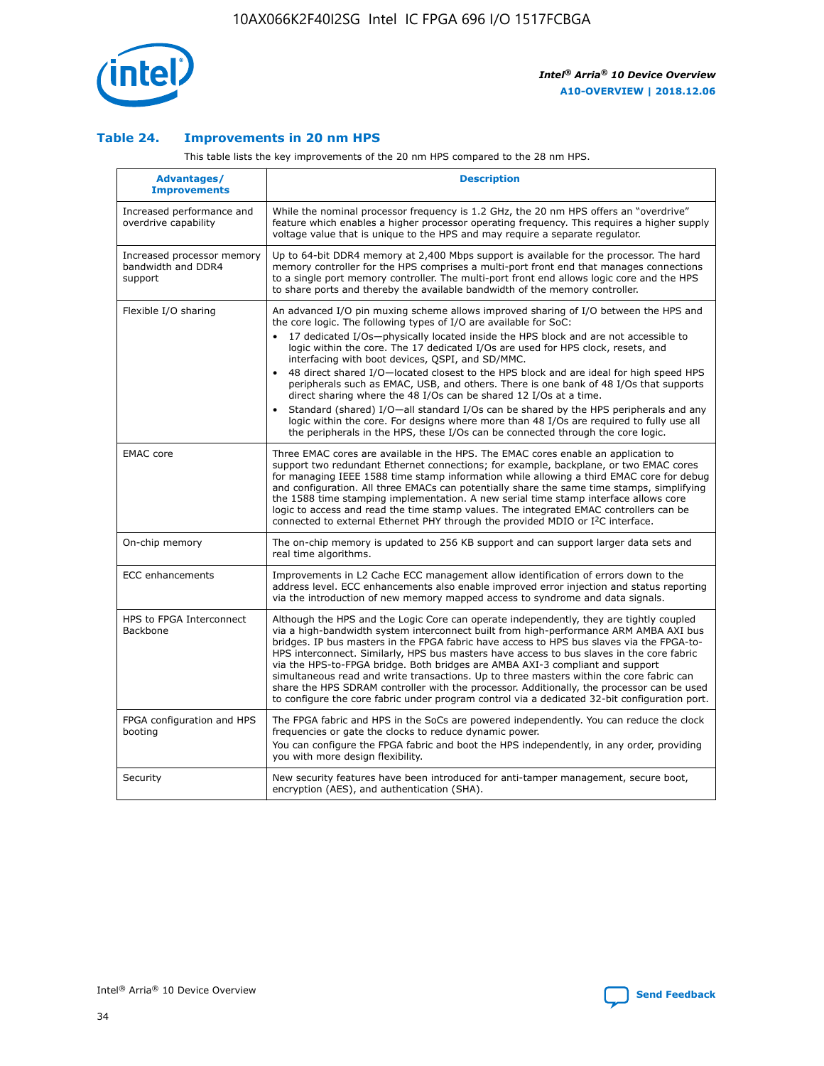## Table 24. Improvements in 20 nm HPS

This table lists the key improvements of the 20 nm HPS compared to the 28 nm HPS.

| Advantages/ Improvements | Description |
| --- | --- |
| Increased performance and overdrive capability | While the nominal processor frequency is 1.2 GHz, the 20 nm HPS offers an "overdrive" feature which enables a higher processor operating frequency. This requires a higher supply voltage value that is unique to the HPS and may require a separate regulator. |
| Increased processor memory bandwidth and DDR4 support | Up to 64-bit DDR4 memory at 2,400 Mbps support is available for the processor. The hard memory controller for the HPS comprises a multi-port front end that manages connections to a single port memory controller. The multi-port front end allows logic core and the HPS to share ports and thereby the available bandwidth of the memory controller. |
| Flexible I/O sharing | An advanced I/O pin muxing scheme allows improved sharing of I/O between the HPS and the core logic. The following types of I/O are available for SoC:<br>• 17 dedicated I/Os—physically located inside the HPS block and are not accessible to logic within the core. The 17 dedicated I/Os are used for HPS clock, resets, and interfacing with boot devices, QSPI, and SD/MMC.<br>• 48 direct shared I/O—located closest to the HPS block and are ideal for high speed HPS peripherals such as EMAC, USB, and others. There is one bank of 48 I/Os that supports direct sharing where the 48 I/Os can be shared 12 I/Os at a time.<br>• Standard (shared) I/O—all standard I/Os can be shared by the HPS peripherals and any logic within the core. For designs where more than 48 I/Os are required to fully use all the peripherals in the HPS, these I/Os can be connected through the core logic. |
| EMAC core | Three EMAC cores are available in the HPS. The EMAC cores enable an application to support two redundant Ethernet connections; for example, backplane, or two EMAC cores for managing IEEE 1588 time stamp information while allowing a third EMAC core for debug and configuration. All three EMACs can potentially share the same time stamps, simplifying the 1588 time stamping implementation. A new serial time stamp interface allows core logic to access and read the time stamp values. The integrated EMAC controllers can be connected to external Ethernet PHY through the provided MDIO or I²C interface. |
| On-chip memory | The on-chip memory is updated to 256 KB support and can support larger data sets and real time algorithms. |
| ECC enhancements | Improvements in L2 Cache ECC management allow identification of errors down to the address level. ECC enhancements also enable improved error injection and status reporting via the introduction of new memory mapped access to syndrome and data signals. |
| HPS to FPGA Interconnect Backbone | Although the HPS and the Logic Core can operate independently, they are tightly coupled via a high-bandwidth system interconnect built from high-performance ARM AMBA AXI bus bridges. IP bus masters in the FPGA fabric have access to HPS bus slaves via the FPGA-to-HPS interconnect. Similarly, HPS bus masters have access to bus slaves in the core fabric via the HPS-to-FPGA bridge. Both bridges are AMBA AXI-3 compliant and support simultaneous read and write transactions. Up to three masters within the core fabric can share the HPS SDRAM controller with the processor. Additionally, the processor can be used to configure the core fabric under program control via a dedicated 32-bit configuration port. |
| FPGA configuration and HPS booting | The FPGA fabric and HPS in the SoCs are powered independently. You can reduce the clock frequencies or gate the clocks to reduce dynamic power.<br>You can configure the FPGA fabric and boot the HPS independently, in any order, providing you with more design flexibility. |
| Security | New security features have been introduced for anti-tamper management, secure boot, encryption (AES), and authentication (SHA). |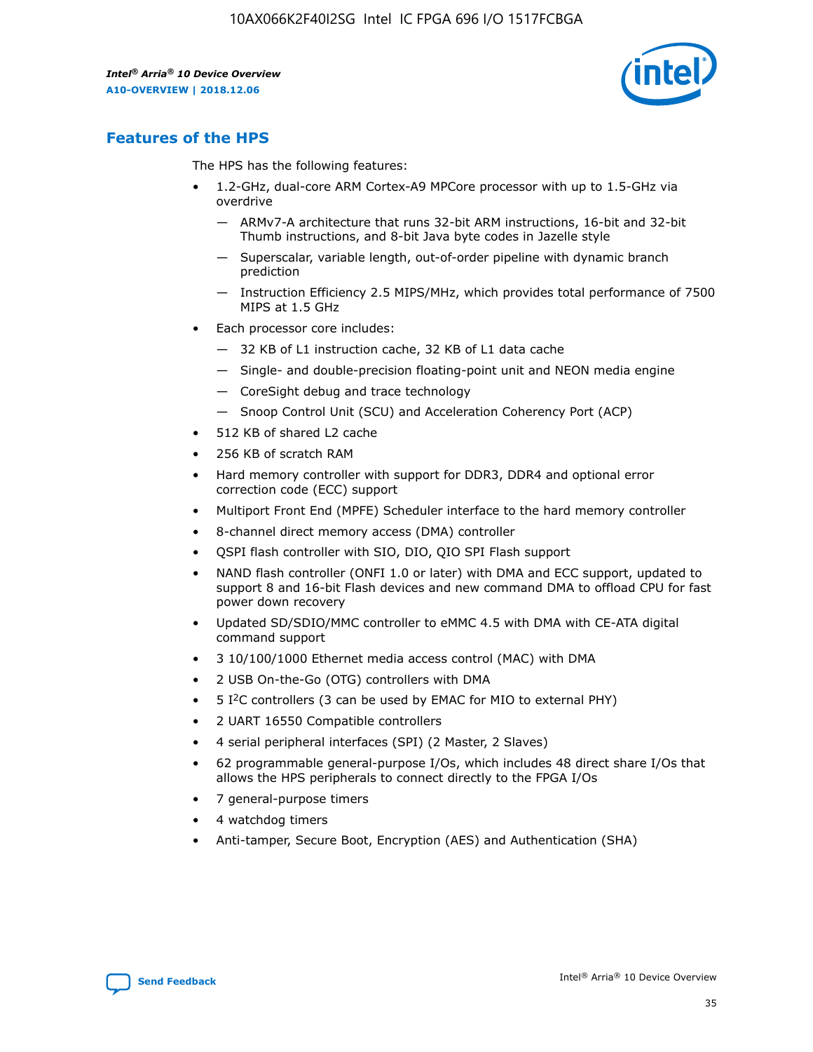## Features of the HPS

The HPS has the following features:

- 1.2-GHz, dual-core ARM Cortex-A9 MPCore processor with up to 1.5-GHz via overdrive
  - — ARMv7-A architecture that runs 32-bit ARM instructions, 16-bit and 32-bit Thumb instructions, and 8-bit Java byte codes in Jazelle style
  - — Superscalar, variable length, out-of-order pipeline with dynamic branch prediction
  - — Instruction Efficiency 2.5 MIPS/MHz, which provides total performance of 7500 MIPS at 1.5 GHz
- Each processor core includes:
  - — 32 KB of L1 instruction cache, 32 KB of L1 data cache
  - — Single- and double-precision floating-point unit and NEON media engine
  - — CoreSight debug and trace technology
  - — Snoop Control Unit (SCU) and Acceleration Coherency Port (ACP)
- 512 KB of shared L2 cache
- 256 KB of scratch RAM
- Hard memory controller with support for DDR3, DDR4 and optional error correction code (ECC) support
- Multiport Front End (MPFE) Scheduler interface to the hard memory controller
- 8-channel direct memory access (DMA) controller
- QSPI flash controller with SIO, DIO, QIO SPI Flash support
- NAND flash controller (ONFI 1.0 or later) with DMA and ECC support, updated to support 8 and 16-bit Flash devices and new command DMA to offload CPU for fast power down recovery
- Updated SD/SDIO/MMC controller to eMMC 4.5 with DMA with CE-ATA digital command support
- 3 10/100/1000 Ethernet media access control (MAC) with DMA
- 2 USB On-the-Go (OTG) controllers with DMA
- 5 I$^2$C controllers (3 can be used by EMAC for MIO to external PHY)
- 2 UART 16550 Compatible controllers
- 4 serial peripheral interfaces (SPI) (2 Master, 2 Slaves)
- 62 programmable general-purpose I/Os, which includes 48 direct share I/Os that allows the HPS peripherals to connect directly to the FPGA I/Os
- 7 general-purpose timers
- 4 watchdog timers
- Anti-tamper, Secure Boot, Encryption (AES) and Authentication (SHA)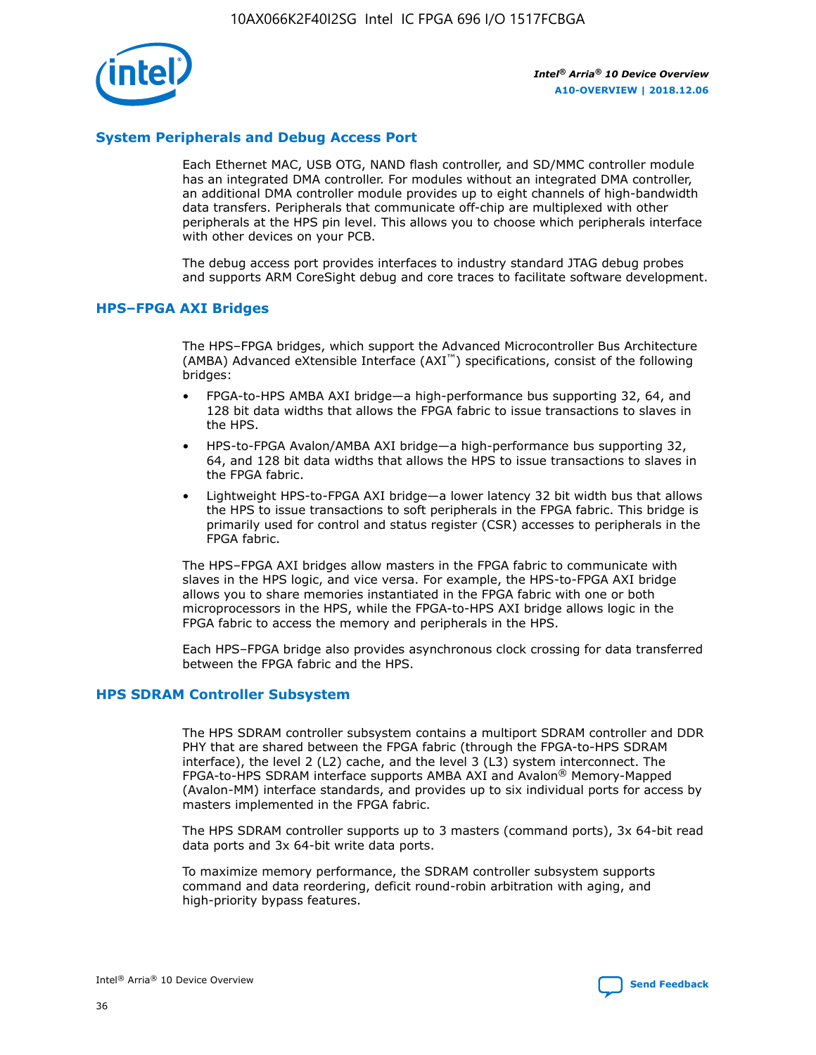## System Peripherals and Debug Access Port

Each Ethernet MAC, USB OTG, NAND flash controller, and SD/MMC controller module has an integrated DMA controller. For modules without an integrated DMA controller, an additional DMA controller module provides up to eight channels of high-bandwidth data transfers. Peripherals that communicate off-chip are multiplexed with other peripherals at the HPS pin level. This allows you to choose which peripherals interface with other devices on your PCB.

The debug access port provides interfaces to industry standard JTAG debug probes and supports ARM CoreSight debug and core traces to facilitate software development.

## HPS–FPGA AXI Bridges

The HPS–FPGA bridges, which support the Advanced Microcontroller Bus Architecture (AMBA) Advanced eXtensible Interface (AXI™) specifications, consist of the following bridges:

- FPGA-to-HPS AMBA AXI bridge—a high-performance bus supporting 32, 64, and 128 bit data widths that allows the FPGA fabric to issue transactions to slaves in the HPS.
- HPS-to-FPGA Avalon/AMBA AXI bridge—a high-performance bus supporting 32, 64, and 128 bit data widths that allows the HPS to issue transactions to slaves in the FPGA fabric.
- Lightweight HPS-to-FPGA AXI bridge—a lower latency 32 bit width bus that allows the HPS to issue transactions to soft peripherals in the FPGA fabric. This bridge is primarily used for control and status register (CSR) accesses to peripherals in the FPGA fabric.

The HPS–FPGA AXI bridges allow masters in the FPGA fabric to communicate with slaves in the HPS logic, and vice versa. For example, the HPS-to-FPGA AXI bridge allows you to share memories instantiated in the FPGA fabric with one or both microprocessors in the HPS, while the FPGA-to-HPS AXI bridge allows logic in the FPGA fabric to access the memory and peripherals in the HPS.

Each HPS–FPGA bridge also provides asynchronous clock crossing for data transferred between the FPGA fabric and the HPS.

## HPS SDRAM Controller Subsystem

The HPS SDRAM controller subsystem contains a multiport SDRAM controller and DDR PHY that are shared between the FPGA fabric (through the FPGA-to-HPS SDRAM interface), the level 2 (L2) cache, and the level 3 (L3) system interconnect. The FPGA-to-HPS SDRAM interface supports AMBA AXI and Avalon® Memory-Mapped (Avalon-MM) interface standards, and provides up to six individual ports for access by masters implemented in the FPGA fabric.

The HPS SDRAM controller supports up to 3 masters (command ports), 3x 64-bit read data ports and 3x 64-bit write data ports.

To maximize memory performance, the SDRAM controller subsystem supports command and data reordering, deficit round-robin arbitration with aging, and high-priority bypass features.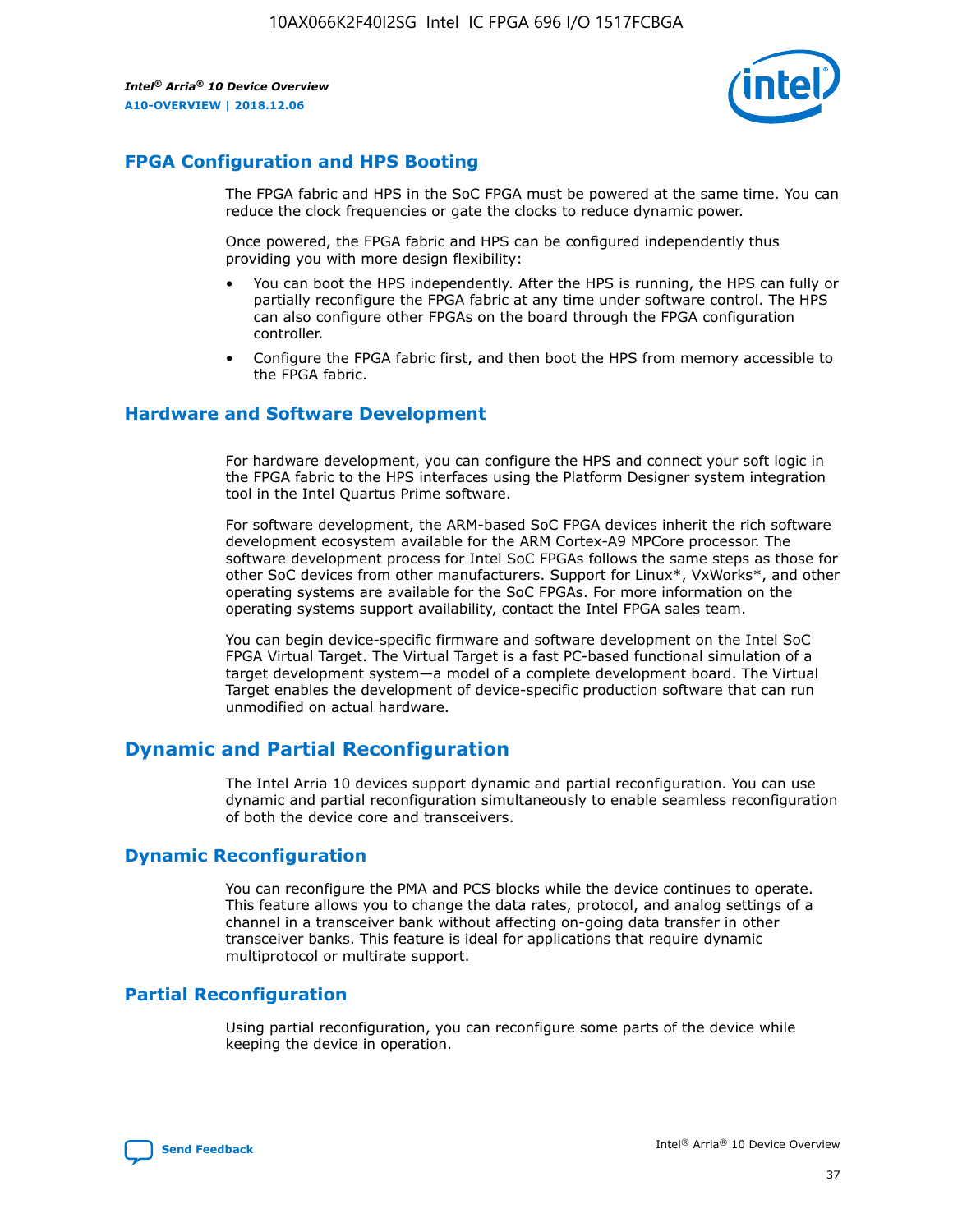## FPGA Configuration and HPS Booting

The FPGA fabric and HPS in the SoC FPGA must be powered at the same time. You can reduce the clock frequencies or gate the clocks to reduce dynamic power.

Once powered, the FPGA fabric and HPS can be configured independently thus providing you with more design flexibility:

- You can boot the HPS independently. After the HPS is running, the HPS can fully or partially reconfigure the FPGA fabric at any time under software control. The HPS can also configure other FPGAs on the board through the FPGA configuration controller.
- Configure the FPGA fabric first, and then boot the HPS from memory accessible to the FPGA fabric.

## Hardware and Software Development

For hardware development, you can configure the HPS and connect your soft logic in the FPGA fabric to the HPS interfaces using the Platform Designer system integration tool in the Intel Quartus Prime software.

For software development, the ARM-based SoC FPGA devices inherit the rich software development ecosystem available for the ARM Cortex-A9 MPCore processor. The software development process for Intel SoC FPGAs follows the same steps as those for other SoC devices from other manufacturers. Support for Linux*, VxWorks*, and other operating systems are available for the SoC FPGAs. For more information on the operating systems support availability, contact the Intel FPGA sales team.

You can begin device-specific firmware and software development on the Intel SoC FPGA Virtual Target. The Virtual Target is a fast PC-based functional simulation of a target development system—a model of a complete development board. The Virtual Target enables the development of device-specific production software that can run unmodified on actual hardware.

# Dynamic and Partial Reconfiguration

The Intel Arria 10 devices support dynamic and partial reconfiguration. You can use dynamic and partial reconfiguration simultaneously to enable seamless reconfiguration of both the device core and transceivers.

## Dynamic Reconfiguration

You can reconfigure the PMA and PCS blocks while the device continues to operate. This feature allows you to change the data rates, protocol, and analog settings of a channel in a transceiver bank without affecting on-going data transfer in other transceiver banks. This feature is ideal for applications that require dynamic multiprotocol or multirate support.

## Partial Reconfiguration

Using partial reconfiguration, you can reconfigure some parts of the device while keeping the device in operation.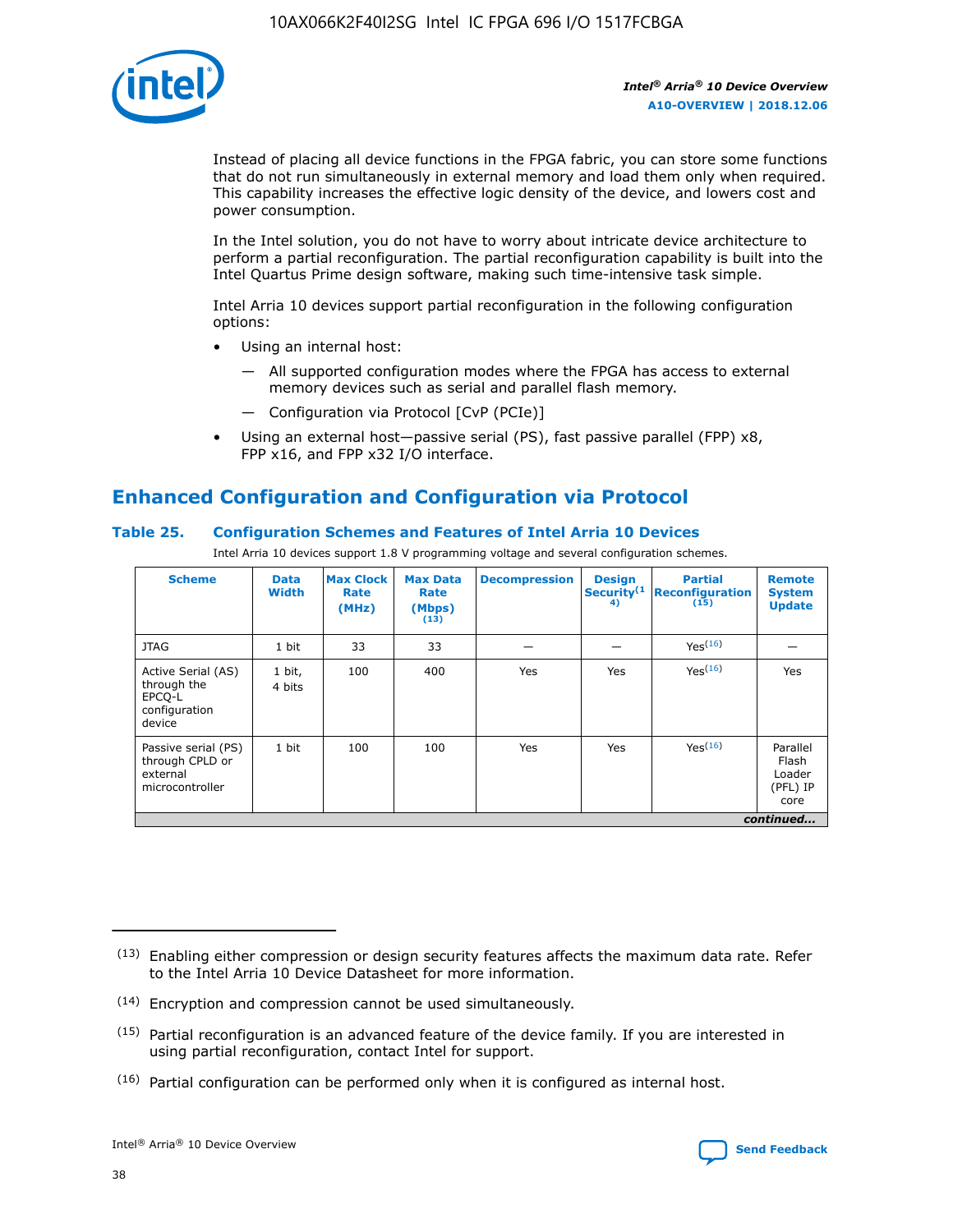Instead of placing all device functions in the FPGA fabric, you can store some functions that do not run simultaneously in external memory and load them only when required. This capability increases the effective logic density of the device, and lowers cost and power consumption.

In the Intel solution, you do not have to worry about intricate device architecture to perform a partial reconfiguration. The partial reconfiguration capability is built into the Intel Quartus Prime design software, making such time-intensive task simple.

Intel Arria 10 devices support partial reconfiguration in the following configuration options:

- Using an internal host:
  - — All supported configuration modes where the FPGA has access to external memory devices such as serial and parallel flash memory.
  - — Configuration via Protocol [CvP (PCIe)]
- Using an external host—passive serial (PS), fast passive parallel (FPP) x8, FPP x16, and FPP x32 I/O interface.

## Enhanced Configuration and Configuration via Protocol

**Table 25. Configuration Schemes and Features of Intel Arria 10 Devices**

Intel Arria 10 devices support 1.8 V programming voltage and several configuration schemes.

| Scheme | Data Width | Max Clock Rate (MHz) | Max Data Rate (Mbps) (13) | Decompression | Design Security (14) | Partial Reconfiguration (15) | Remote System Update |
|---|---|---|---|---|---|---|---|
| JTAG | 1 bit | 33 | 33 | — | — | Yes(16) | — |
| Active Serial (AS) through the EPCQ-L configuration device | 1 bit, 4 bits | 100 | 400 | Yes | Yes | Yes(16) | Yes |
| Passive serial (PS) through CPLD or external microcontroller | 1 bit | 100 | 100 | Yes | Yes | Yes(16) | Parallel Flash Loader (PFL) IP core |

*continued...*

(13) Enabling either compression or design security features affects the maximum data rate. Refer to the Intel Arria 10 Device Datasheet for more information.

(14) Encryption and compression cannot be used simultaneously.

(15) Partial reconfiguration is an advanced feature of the device family. If you are interested in using partial reconfiguration, contact Intel for support.

(16) Partial configuration can be performed only when it is configured as internal host.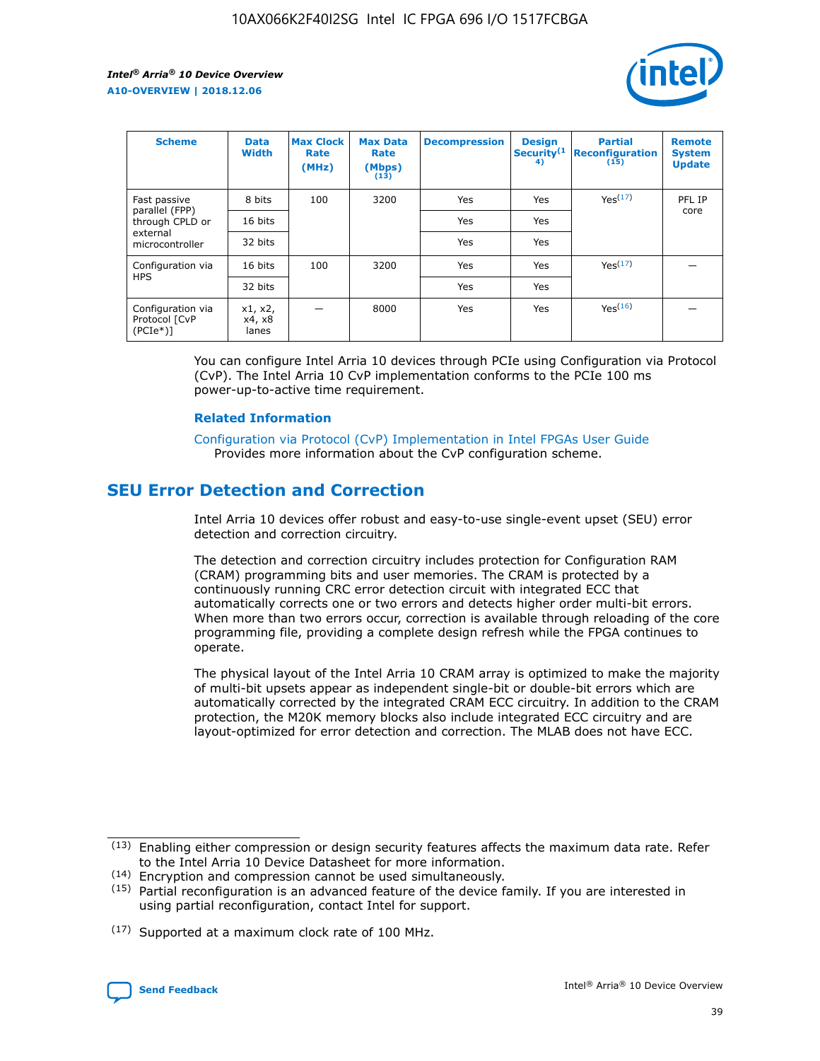| Scheme | Data Width | Max Clock Rate (MHz) | Max Data Rate (Mbps) (13) | Decompression | Design Security (14) | Partial Reconfiguration (15) | Remote System Update |
|---|---|---|---|---|---|---|---|
| Fast passive parallel (FPP) through CPLD or external microcontroller | 8 bits | 100 | 3200 | Yes | Yes | Yes (17) | PFL IP core |
| | 16 bits | | | Yes | Yes | | |
| | 32 bits | | | Yes | Yes | | |
| Configuration via HPS | 16 bits | 100 | 3200 | Yes | Yes | Yes (17) | — |
| | 32 bits | | | Yes | Yes | | |
| Configuration via Protocol [CvP (PCIe*)] | x1, x2, x4, x8 lanes | — | 8000 | Yes | Yes | Yes (16) | — |

You can configure Intel Arria 10 devices through PCIe using Configuration via Protocol (CvP). The Intel Arria 10 CvP implementation conforms to the PCIe 100 ms power-up-to-active time requirement.

**Related Information**

Configuration via Protocol (CvP) Implementation in Intel FPGAs User Guide
Provides more information about the CvP configuration scheme.

## SEU Error Detection and Correction

Intel Arria 10 devices offer robust and easy-to-use single-event upset (SEU) error detection and correction circuitry.

The detection and correction circuitry includes protection for Configuration RAM (CRAM) programming bits and user memories. The CRAM is protected by a continuously running CRC error detection circuit with integrated ECC that automatically corrects one or two errors and detects higher order multi-bit errors. When more than two errors occur, correction is available through reloading of the core programming file, providing a complete design refresh while the FPGA continues to operate.

The physical layout of the Intel Arria 10 CRAM array is optimized to make the majority of multi-bit upsets appear as independent single-bit or double-bit errors which are automatically corrected by the integrated CRAM ECC circuitry. In addition to the CRAM protection, the M20K memory blocks also include integrated ECC circuitry and are layout-optimized for error detection and correction. The MLAB does not have ECC.

(13) Enabling either compression or design security features affects the maximum data rate. Refer to the Intel Arria 10 Device Datasheet for more information.

(14) Encryption and compression cannot be used simultaneously.

(15) Partial reconfiguration is an advanced feature of the device family. If you are interested in using partial reconfiguration, contact Intel for support.

(17) Supported at a maximum clock rate of 100 MHz.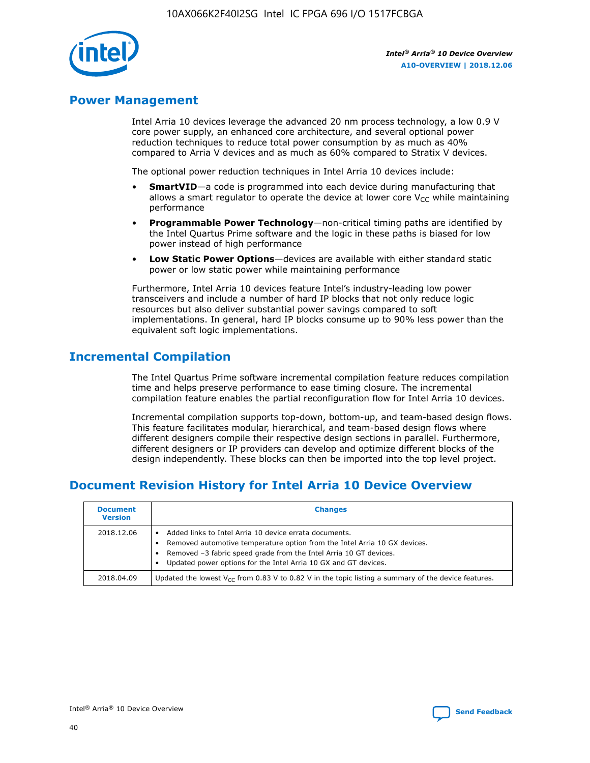## Power Management

Intel Arria 10 devices leverage the advanced 20 nm process technology, a low 0.9 V core power supply, an enhanced core architecture, and several optional power reduction techniques to reduce total power consumption by as much as 40% compared to Arria V devices and as much as 60% compared to Stratix V devices.

The optional power reduction techniques in Intel Arria 10 devices include:

- **SmartVID**—a code is programmed into each device during manufacturing that allows a smart regulator to operate the device at lower core $V_{CC}$ while maintaining performance
- **Programmable Power Technology**—non-critical timing paths are identified by the Intel Quartus Prime software and the logic in these paths is biased for low power instead of high performance
- **Low Static Power Options**—devices are available with either standard static power or low static power while maintaining performance

Furthermore, Intel Arria 10 devices feature Intel's industry-leading low power transceivers and include a number of hard IP blocks that not only reduce logic resources but also deliver substantial power savings compared to soft implementations. In general, hard IP blocks consume up to 90% less power than the equivalent soft logic implementations.

## Incremental Compilation

The Intel Quartus Prime software incremental compilation feature reduces compilation time and helps preserve performance to ease timing closure. The incremental compilation feature enables the partial reconfiguration flow for Intel Arria 10 devices.

Incremental compilation supports top-down, bottom-up, and team-based design flows. This feature facilitates modular, hierarchical, and team-based design flows where different designers compile their respective design sections in parallel. Furthermore, different designers or IP providers can develop and optimize different blocks of the design independently. These blocks can then be imported into the top level project.

## Document Revision History for Intel Arria 10 Device Overview

| Document Version | Changes |
|---|---|
| 2018.12.06 | • Added links to Intel Arria 10 device errata documents.<br>• Removed automotive temperature option from the Intel Arria 10 GX devices.<br>• Removed –3 fabric speed grade from the Intel Arria 10 GT devices.<br>• Updated power options for the Intel Arria 10 GX and GT devices. |
| 2018.04.09 | Updated the lowest $V_{CC}$ from 0.83 V to 0.82 V in the topic listing a summary of the device features. |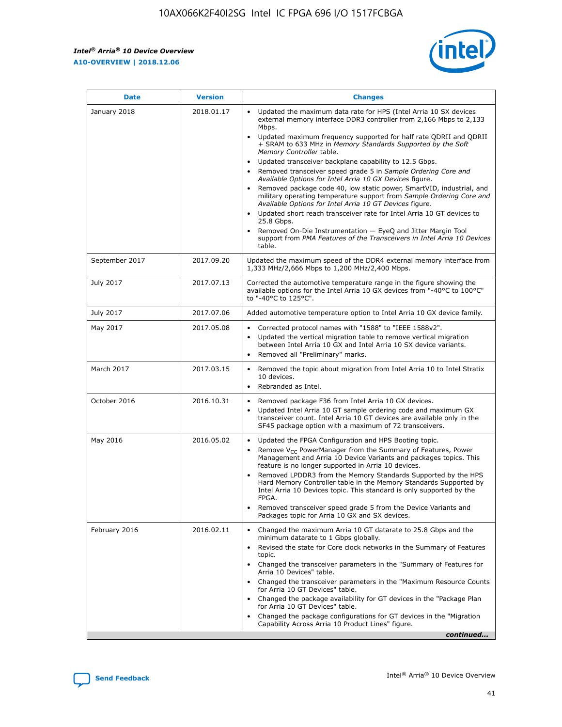| Date | Version | Changes |
| --- | --- | --- |
| January 2018 | 2018.01.17 | • Updated the maximum data rate for HPS (Intel Arria 10 SX devices external memory interface DDR3 controller from 2,166 Mbps to 2,133 Mbps.<br>• Updated maximum frequency supported for half rate QDRII and QDRII + SRAM to 633 MHz in *Memory Standards Supported by the Soft Memory Controller* table.<br>• Updated transceiver backplane capability to 12.5 Gbps.<br>• Removed transceiver speed grade 5 in *Sample Ordering Core and Available Options for Intel Arria 10 GX Devices* figure.<br>• Removed package code 40, low static power, SmartVID, industrial, and military operating temperature support from *Sample Ordering Core and Available Options for Intel Arria 10 GT Devices* figure.<br>• Updated short reach transceiver rate for Intel Arria 10 GT devices to 25.8 Gbps.<br>• Removed On-Die Instrumentation — EyeQ and Jitter Margin Tool support from *PMA Features of the Transceivers in Intel Arria 10 Devices* table. |
| September 2017 | 2017.09.20 | Updated the maximum speed of the DDR4 external memory interface from 1,333 MHz/2,666 Mbps to 1,200 MHz/2,400 Mbps. |
| July 2017 | 2017.07.13 | Corrected the automotive temperature range in the figure showing the available options for the Intel Arria 10 GX devices from "-40°C to 100°C" to "-40°C to 125°C". |
| July 2017 | 2017.07.06 | Added automotive temperature option to Intel Arria 10 GX device family. |
| May 2017 | 2017.05.08 | • Corrected protocol names with "1588" to "IEEE 1588v2".<br>• Updated the vertical migration table to remove vertical migration between Intel Arria 10 GX and Intel Arria 10 SX device variants.<br>• Removed all "Preliminary" marks. |
| March 2017 | 2017.03.15 | • Removed the topic about migration from Intel Arria 10 to Intel Stratix 10 devices.<br>• Rebranded as Intel. |
| October 2016 | 2016.10.31 | • Removed package F36 from Intel Arria 10 GX devices.<br>• Updated Intel Arria 10 GT sample ordering code and maximum GX transceiver count. Intel Arria 10 GT devices are available only in the SF45 package option with a maximum of 72 transceivers. |
| May 2016 | 2016.05.02 | • Updated the FPGA Configuration and HPS Booting topic.<br>• Remove $V_{CC}$ PowerManager from the Summary of Features, Power Management and Arria 10 Device Variants and packages topics. This feature is no longer supported in Arria 10 devices.<br>• Removed LPDDR3 from the Memory Standards Supported by the HPS Hard Memory Controller table in the Memory Standards Supported by Intel Arria 10 Devices topic. This standard is only supported by the FPGA.<br>• Removed transceiver speed grade 5 from the Device Variants and Packages topic for Arria 10 GX and SX devices. |
| February 2016 | 2016.02.11 | • Changed the maximum Arria 10 GT datarate to 25.8 Gbps and the minimum datarate to 1 Gbps globally.<br>• Revised the state for Core clock networks in the Summary of Features topic.<br>• Changed the transceiver parameters in the "Summary of Features for Arria 10 Devices" table.<br>• Changed the transceiver parameters in the "Maximum Resource Counts for Arria 10 GT Devices" table.<br>• Changed the package availability for GT devices in the "Package Plan for Arria 10 GT Devices" table.<br>• Changed the package configurations for GT devices in the "Migration Capability Across Arria 10 Product Lines" figure. |

*continued...*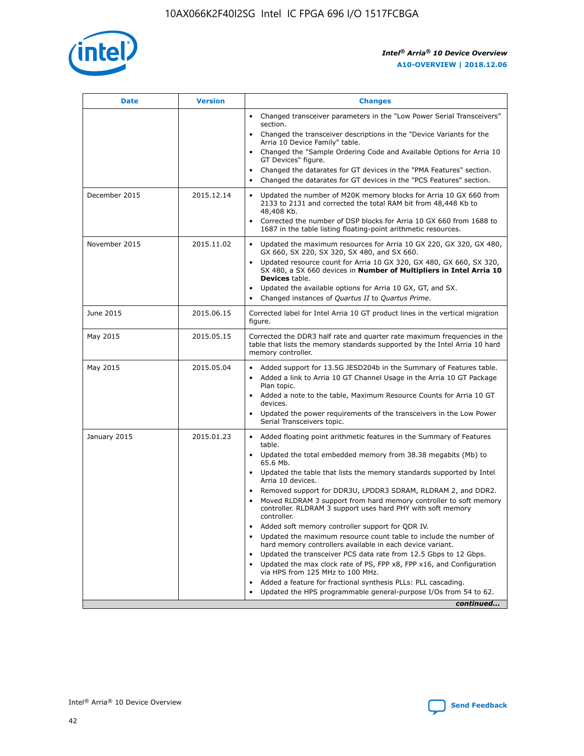| Date | Version | Changes |
| --- | --- | --- |
| | | • Changed transceiver parameters in the "Low Power Serial Transceivers" section.<br>• Changed the transceiver descriptions in the "Device Variants for the Arria 10 Device Family" table.<br>• Changed the "Sample Ordering Code and Available Options for Arria 10 GT Devices" figure.<br>• Changed the datarates for GT devices in the "PMA Features" section.<br>• Changed the datarates for GT devices in the "PCS Features" section. |
| December 2015 | 2015.12.14 | • Updated the number of M20K memory blocks for Arria 10 GX 660 from 2133 to 2131 and corrected the total RAM bit from 48,448 Kb to 48,408 Kb.<br>• Corrected the number of DSP blocks for Arria 10 GX 660 from 1688 to 1687 in the table listing floating-point arithmetic resources. |
| November 2015 | 2015.11.02 | • Updated the maximum resources for Arria 10 GX 220, GX 320, GX 480, GX 660, SX 220, SX 320, SX 480, and SX 660.<br>• Updated resource count for Arria 10 GX 320, GX 480, GX 660, SX 320, SX 480, a SX 660 devices in **Number of Multipliers in Intel Arria 10 Devices** table.<br>• Updated the available options for Arria 10 GX, GT, and SX.<br>• Changed instances of *Quartus II* to *Quartus Prime*. |
| June 2015 | 2015.06.15 | Corrected label for Intel Arria 10 GT product lines in the vertical migration figure. |
| May 2015 | 2015.05.15 | Corrected the DDR3 half rate and quarter rate maximum frequencies in the table that lists the memory standards supported by the Intel Arria 10 hard memory controller. |
| May 2015 | 2015.05.04 | • Added support for 13.5G JESD204b in the Summary of Features table.<br>• Added a link to Arria 10 GT Channel Usage in the Arria 10 GT Package Plan topic.<br>• Added a note to the table, Maximum Resource Counts for Arria 10 GT devices.<br>• Updated the power requirements of the transceivers in the Low Power Serial Transceivers topic. |
| January 2015 | 2015.01.23 | • Added floating point arithmetic features in the Summary of Features table.<br>• Updated the total embedded memory from 38.38 megabits (Mb) to 65.6 Mb.<br>• Updated the table that lists the memory standards supported by Intel Arria 10 devices.<br>• Removed support for DDR3U, LPDDR3 SDRAM, RLDRAM 2, and DDR2.<br>• Moved RLDRAM 3 support from hard memory controller to soft memory controller. RLDRAM 3 support uses hard PHY with soft memory controller.<br>• Added soft memory controller support for QDR IV.<br>• Updated the maximum resource count table to include the number of hard memory controllers available in each device variant.<br>• Updated the transceiver PCS data rate from 12.5 Gbps to 12 Gbps.<br>• Updated the max clock rate of PS, FPP x8, FPP x16, and Configuration via HPS from 125 MHz to 100 MHz.<br>• Added a feature for fractional synthesis PLLs: PLL cascading.<br>• Updated the HPS programmable general-purpose I/Os from 54 to 62. |

*continued...*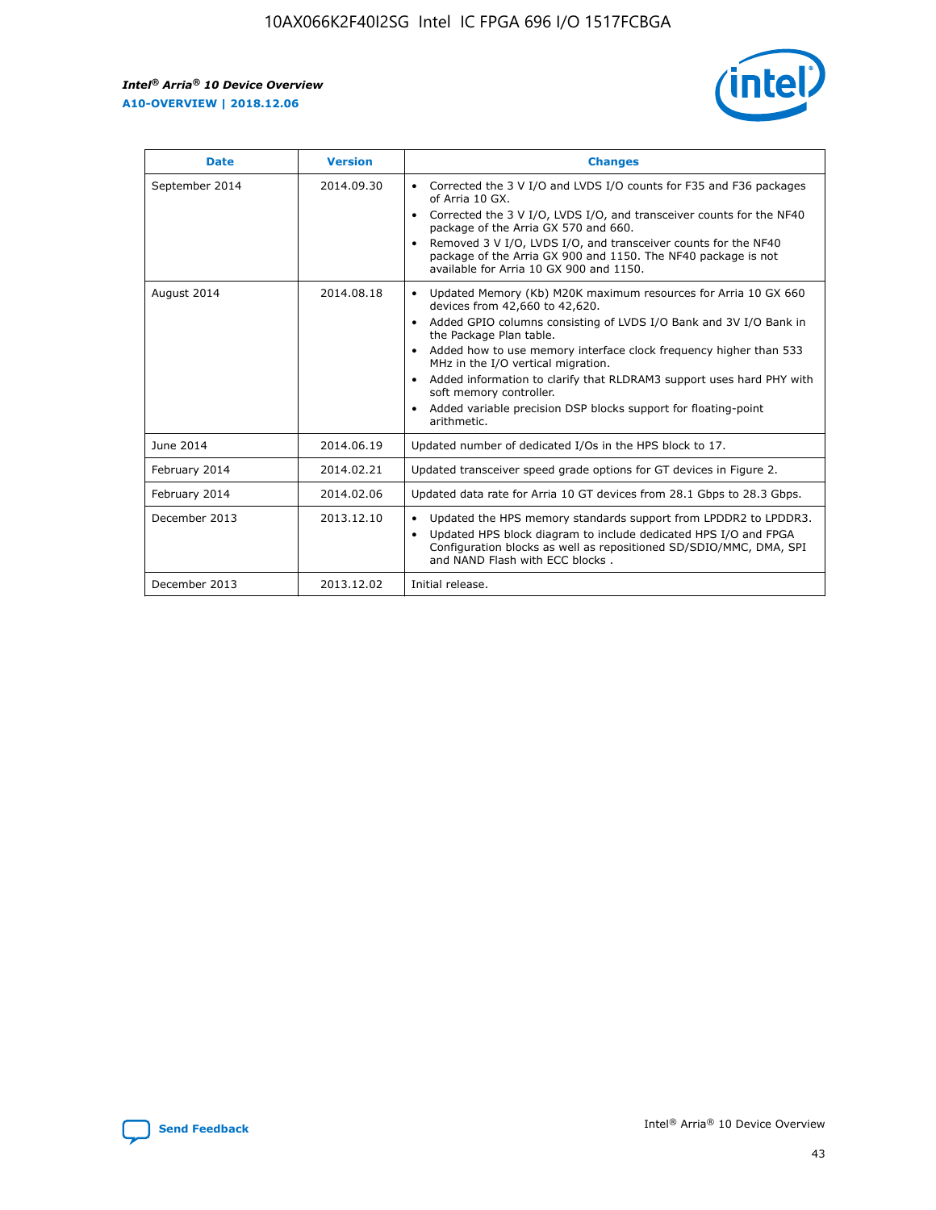| Date | Version | Changes |
| --- | --- | --- |
| September 2014 | 2014.09.30 | • Corrected the 3 V I/O and LVDS I/O counts for F35 and F36 packages of Arria 10 GX.<br>• Corrected the 3 V I/O, LVDS I/O, and transceiver counts for the NF40 package of the Arria GX 570 and 660.<br>• Removed 3 V I/O, LVDS I/O, and transceiver counts for the NF40 package of the Arria GX 900 and 1150. The NF40 package is not available for Arria 10 GX 900 and 1150. |
| August 2014 | 2014.08.18 | • Updated Memory (Kb) M20K maximum resources for Arria 10 GX 660 devices from 42,660 to 42,620.<br>• Added GPIO columns consisting of LVDS I/O Bank and 3V I/O Bank in the Package Plan table.<br>• Added how to use memory interface clock frequency higher than 533 MHz in the I/O vertical migration.<br>• Added information to clarify that RLDRAM3 support uses hard PHY with soft memory controller.<br>• Added variable precision DSP blocks support for floating-point arithmetic. |
| June 2014 | 2014.06.19 | Updated number of dedicated I/Os in the HPS block to 17. |
| February 2014 | 2014.02.21 | Updated transceiver speed grade options for GT devices in Figure 2. |
| February 2014 | 2014.02.06 | Updated data rate for Arria 10 GT devices from 28.1 Gbps to 28.3 Gbps. |
| December 2013 | 2013.12.10 | • Updated the HPS memory standards support from LPDDR2 to LPDDR3.<br>• Updated HPS block diagram to include dedicated HPS I/O and FPGA Configuration blocks as well as repositioned SD/SDIO/MMC, DMA, SPI and NAND Flash with ECC blocks . |
| December 2013 | 2013.12.02 | Initial release. |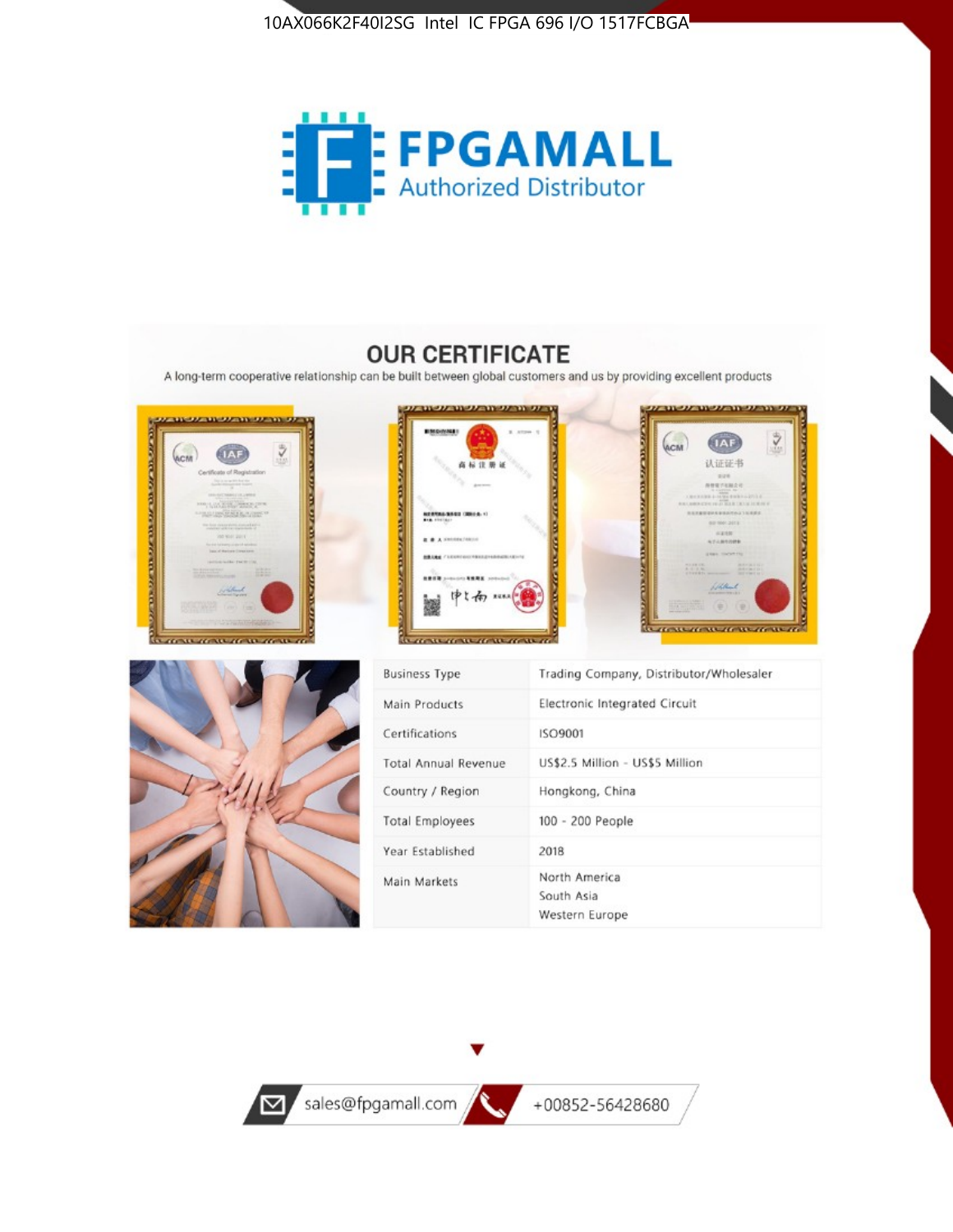FPGAMALL
Authorized Distributor

# OUR CERTIFICATE

A long-term cooperative relationship can be built between global customers and us by providing excellent products

| | |
|---|---|
| Business Type | Trading Company, Distributor/Wholesaler |
| Main Products | Electronic Integrated Circuit |
| Certifications | ISO9001 |
| Total Annual Revenue | US$2.5 Million - US$5 Million |
| Country / Region | Hongkong, China |
| Total Employees | 100 - 200 People |
| Year Established | 2018 |
| Main Markets | North America<br>South Asia<br>Western Europe |

sales@fpgamall.com

+00852-56428680